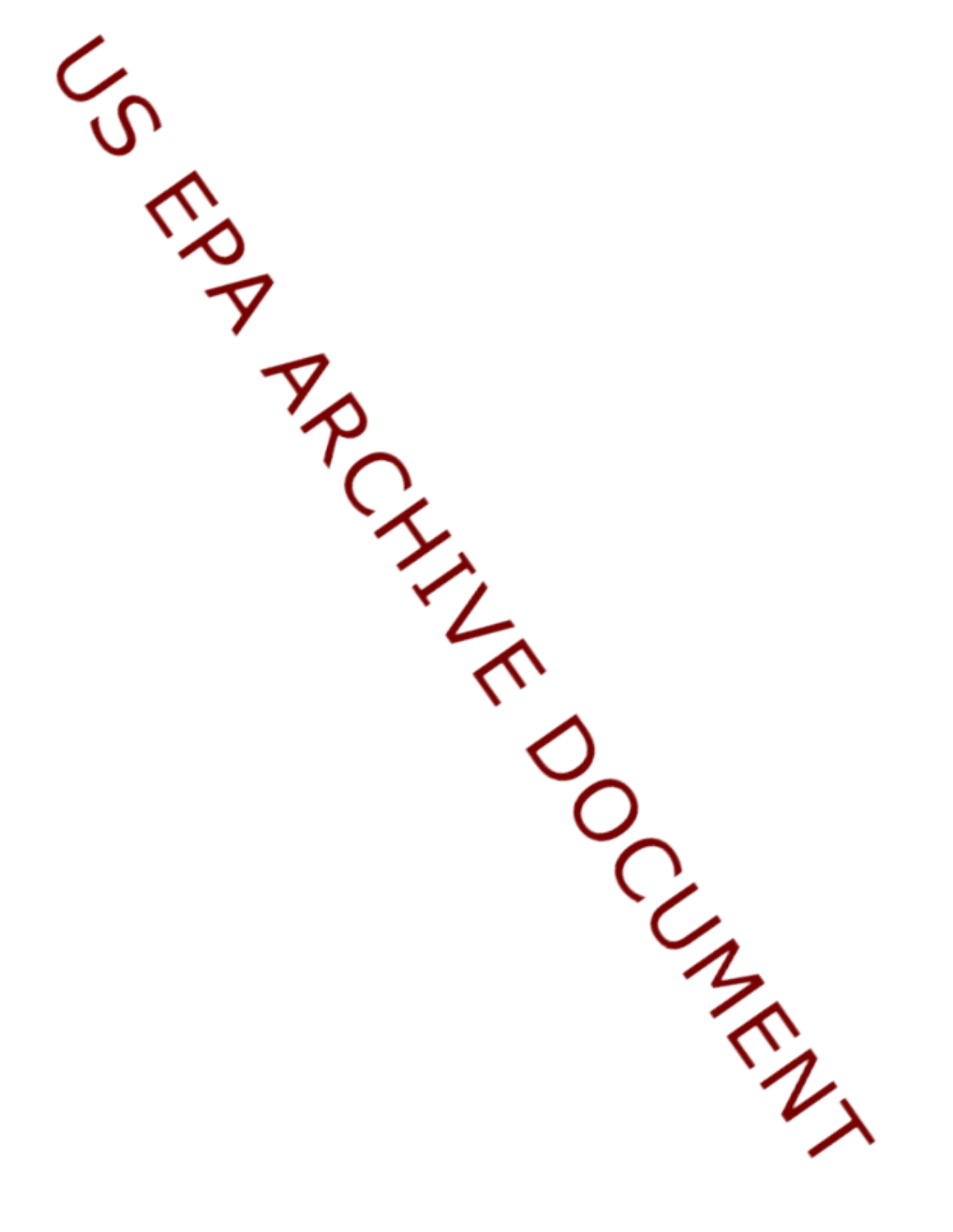US EPA ARCHIVE DOCUMENT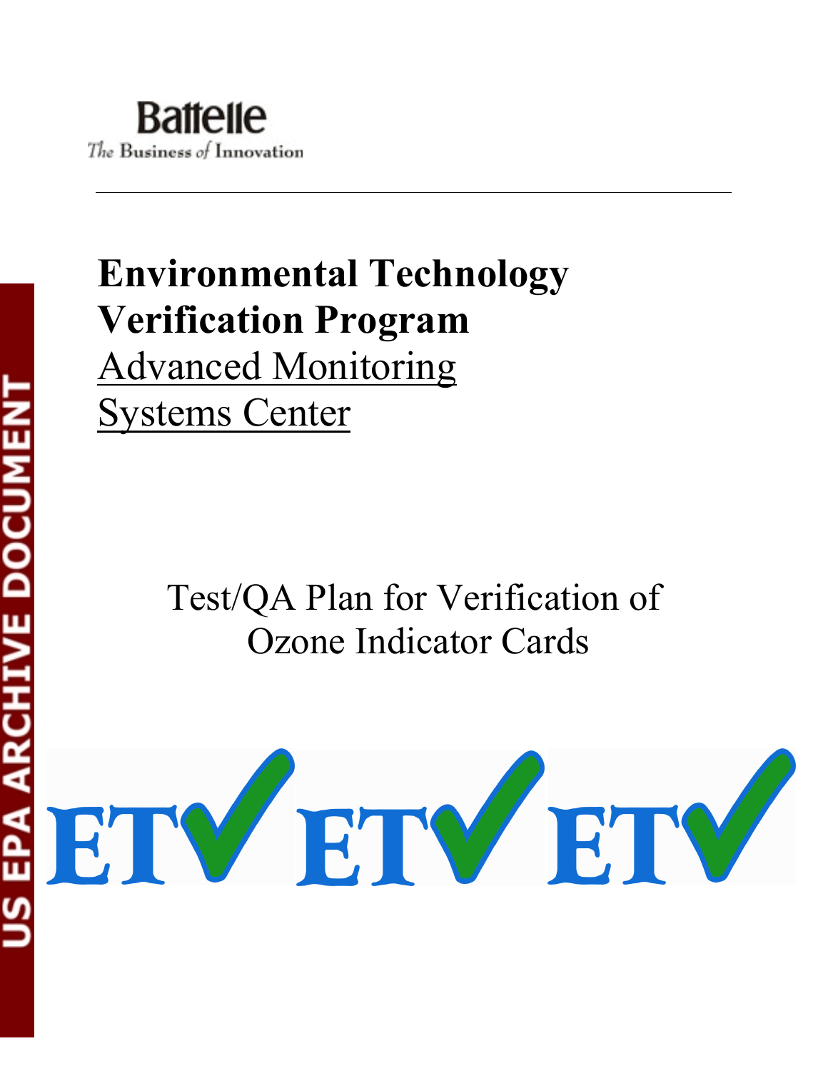Battelle

*The Business of Innovation*

# Environmental Technology Verification Program

Advanced Monitoring Systems Center

## Test/QA Plan for Verification of Ozone Indicator Cards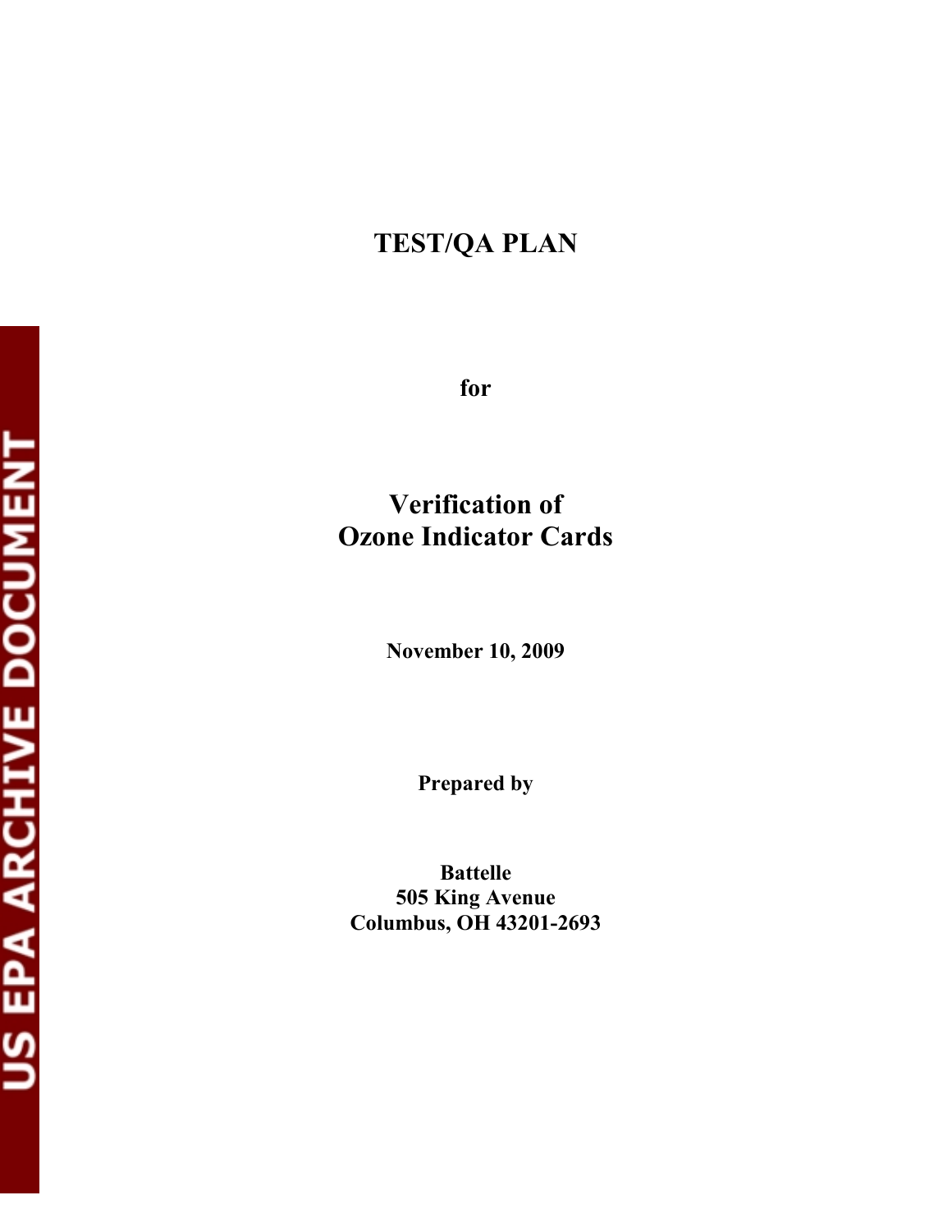# TEST/QA PLAN

**for**

# Verification of Ozone Indicator Cards

**November 10, 2009**

**Prepared by**

**Battelle**
**505 King Avenue**
**Columbus, OH 43201-2693**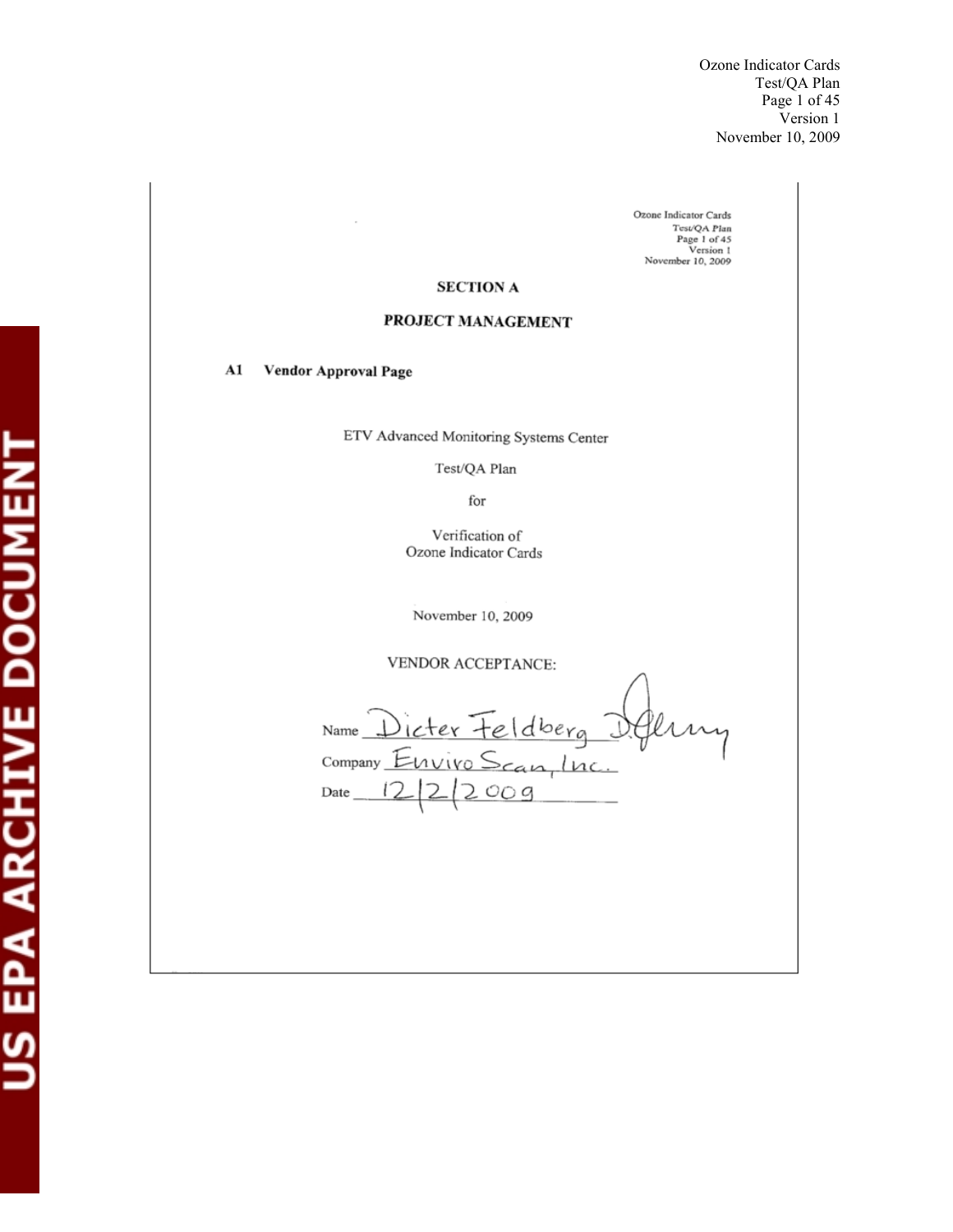# SECTION A

# PROJECT MANAGEMENT

## A1 Vendor Approval Page

ETV Advanced Monitoring Systems Center

Test/QA Plan

for

Verification of
Ozone Indicator Cards

November 10, 2009

VENDOR ACCEPTANCE:

Name Dieter Feldberg

Company EnviroScan, Inc.

Date 12/2/2009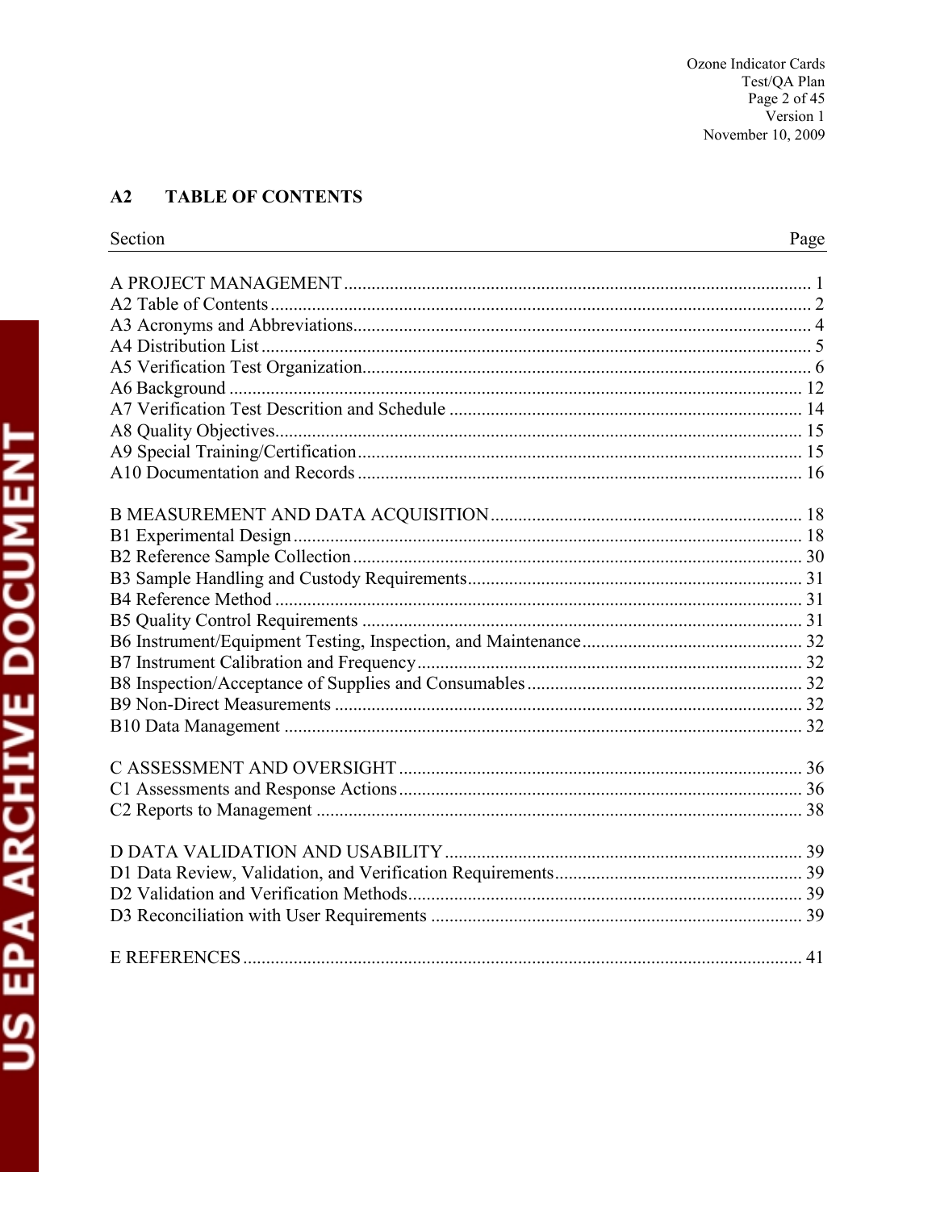## A2 TABLE OF CONTENTS

| Section | Page |
|---|---|
| A PROJECT MANAGEMENT | 1 |
| A2 Table of Contents | 2 |
| A3 Acronyms and Abbreviations | 4 |
| A4 Distribution List | 5 |
| A5 Verification Test Organization | 6 |
| A6 Background | 12 |
| A7 Verification Test Descrition and Schedule | 14 |
| A8 Quality Objectives | 15 |
| A9 Special Training/Certification | 15 |
| A10 Documentation and Records | 16 |
| | |
| B MEASUREMENT AND DATA ACQUISITION | 18 |
| B1 Experimental Design | 18 |
| B2 Reference Sample Collection | 30 |
| B3 Sample Handling and Custody Requirements | 31 |
| B4 Reference Method | 31 |
| B5 Quality Control Requirements | 31 |
| B6 Instrument/Equipment Testing, Inspection, and Maintenance | 32 |
| B7 Instrument Calibration and Frequency | 32 |
| B8 Inspection/Acceptance of Supplies and Consumables | 32 |
| B9 Non-Direct Measurements | 32 |
| B10 Data Management | 32 |
| | |
| C ASSESSMENT AND OVERSIGHT | 36 |
| C1 Assessments and Response Actions | 36 |
| C2 Reports to Management | 38 |
| | |
| D DATA VALIDATION AND USABILITY | 39 |
| D1 Data Review, Validation, and Verification Requirements | 39 |
| D2 Validation and Verification Methods | 39 |
| D3 Reconciliation with User Requirements | 39 |
| | |
| E REFERENCES | 41 |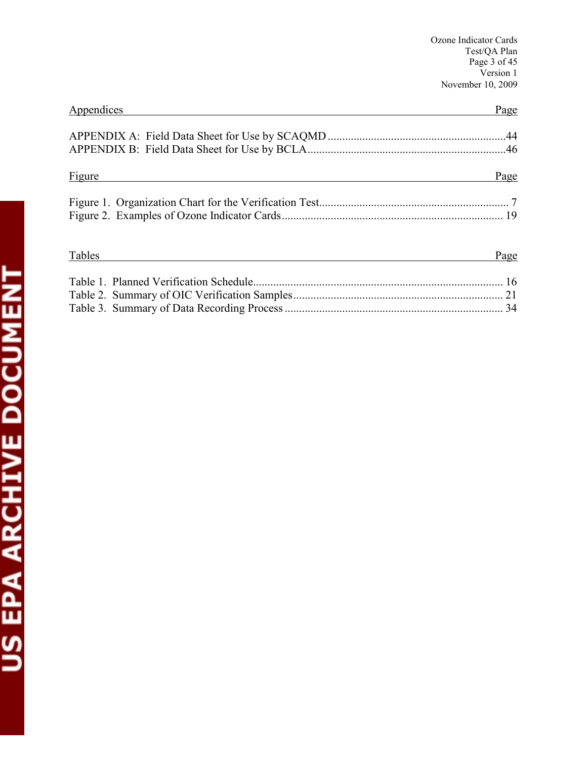| Appendices | Page |
|---|---|
| APPENDIX A: Field Data Sheet for Use by SCAQMD | 44 |
| APPENDIX B: Field Data Sheet for Use by BCLA | 46 |

| Figure | Page |
|---|---|
| Figure 1. Organization Chart for the Verification Test | 7 |
| Figure 2. Examples of Ozone Indicator Cards | 19 |

| Tables | Page |
|---|---|
| Table 1. Planned Verification Schedule | 16 |
| Table 2. Summary of OIC Verification Samples | 21 |
| Table 3. Summary of Data Recording Process | 34 |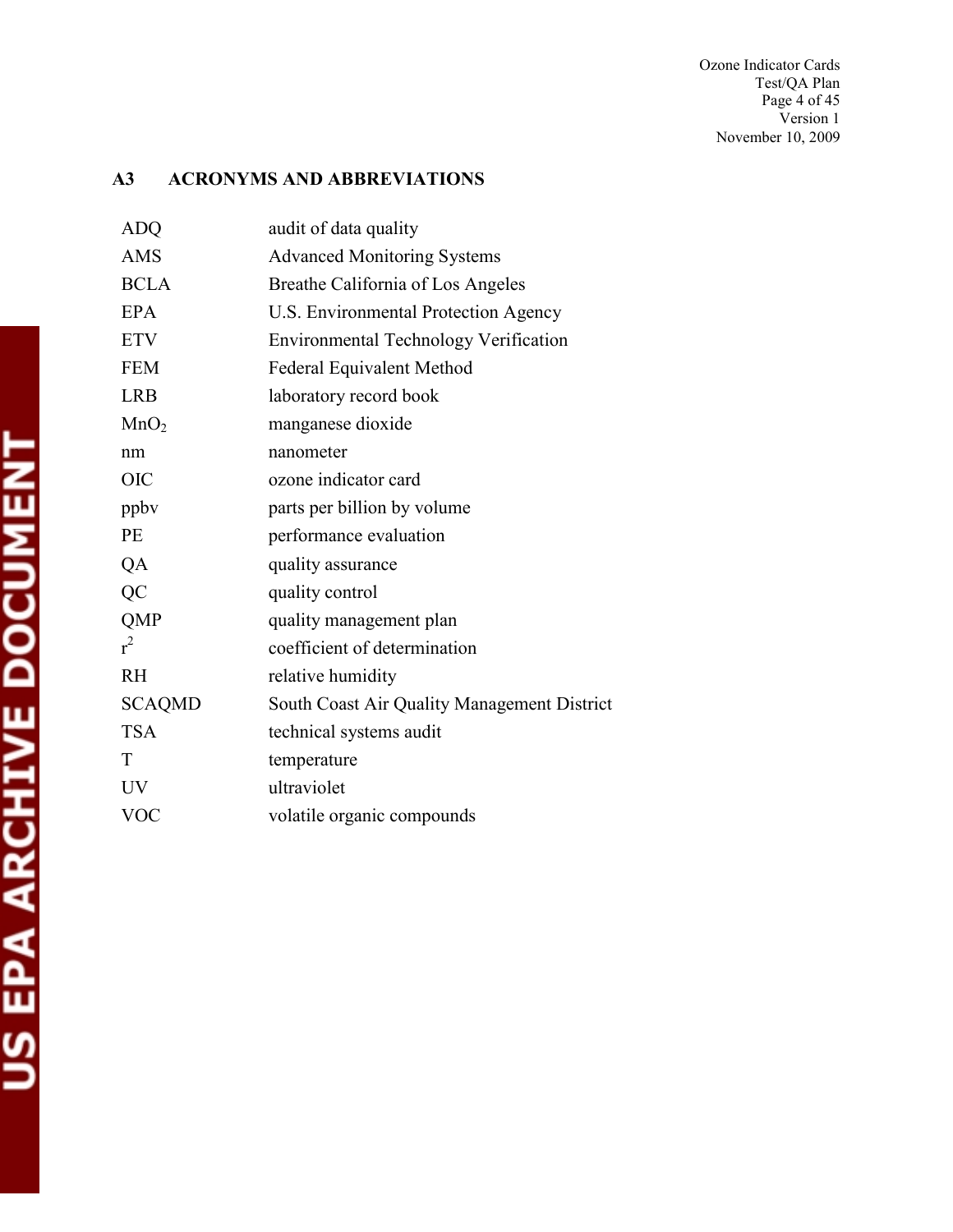## A3 ACRONYMS AND ABBREVIATIONS

| | |
|---|---|
| ADQ | audit of data quality |
| AMS | Advanced Monitoring Systems |
| BCLA | Breathe California of Los Angeles |
| EPA | U.S. Environmental Protection Agency |
| ETV | Environmental Technology Verification |
| FEM | Federal Equivalent Method |
| LRB | laboratory record book |
| $MnO_2$ | manganese dioxide |
| nm | nanometer |
| OIC | ozone indicator card |
| ppbv | parts per billion by volume |
| PE | performance evaluation |
| QA | quality assurance |
| QC | quality control |
| QMP | quality management plan |
| $r^2$ | coefficient of determination |
| RH | relative humidity |
| SCAQMD | South Coast Air Quality Management District |
| TSA | technical systems audit |
| T | temperature |
| UV | ultraviolet |
| VOC | volatile organic compounds |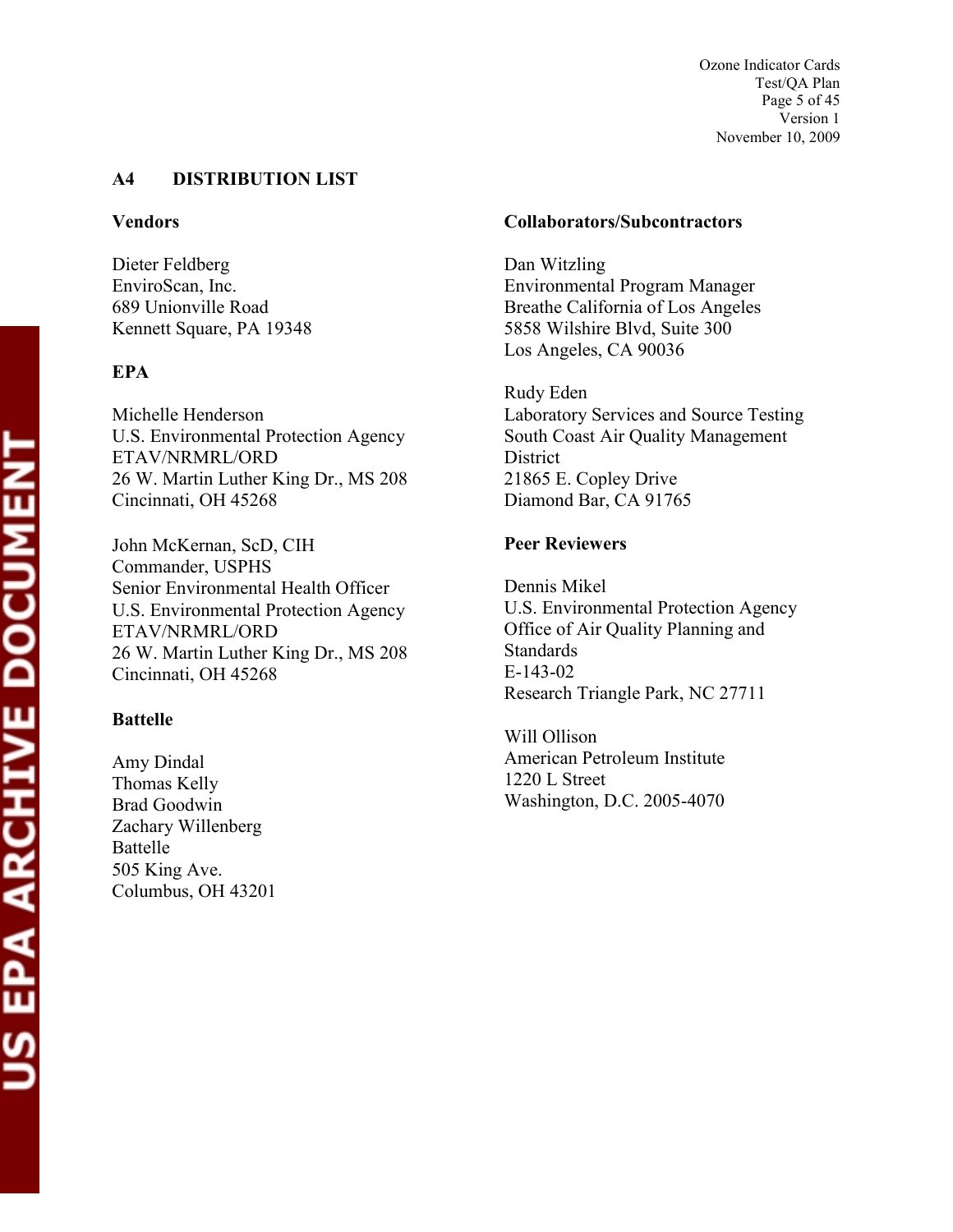## A4 DISTRIBUTION LIST

**Vendors**

Dieter Feldberg
EnviroScan, Inc.
689 Unionville Road
Kennett Square, PA 19348

**EPA**

Michelle Henderson
U.S. Environmental Protection Agency
ETAV/NRMRL/ORD
26 W. Martin Luther King Dr., MS 208
Cincinnati, OH 45268

John McKernan, ScD, CIH
Commander, USPHS
Senior Environmental Health Officer
U.S. Environmental Protection Agency
ETAV/NRMRL/ORD
26 W. Martin Luther King Dr., MS 208
Cincinnati, OH 45268

**Battelle**

Amy Dindal
Thomas Kelly
Brad Goodwin
Zachary Willenberg
Battelle
505 King Ave.
Columbus, OH 43201

**Collaborators/Subcontractors**

Dan Witzling
Environmental Program Manager
Breathe California of Los Angeles
5858 Wilshire Blvd, Suite 300
Los Angeles, CA 90036

Rudy Eden
Laboratory Services and Source Testing
South Coast Air Quality Management District
21865 E. Copley Drive
Diamond Bar, CA 91765

**Peer Reviewers**

Dennis Mikel
U.S. Environmental Protection Agency
Office of Air Quality Planning and Standards
E-143-02
Research Triangle Park, NC 27711

Will Ollison
American Petroleum Institute
1220 L Street
Washington, D.C. 2005-4070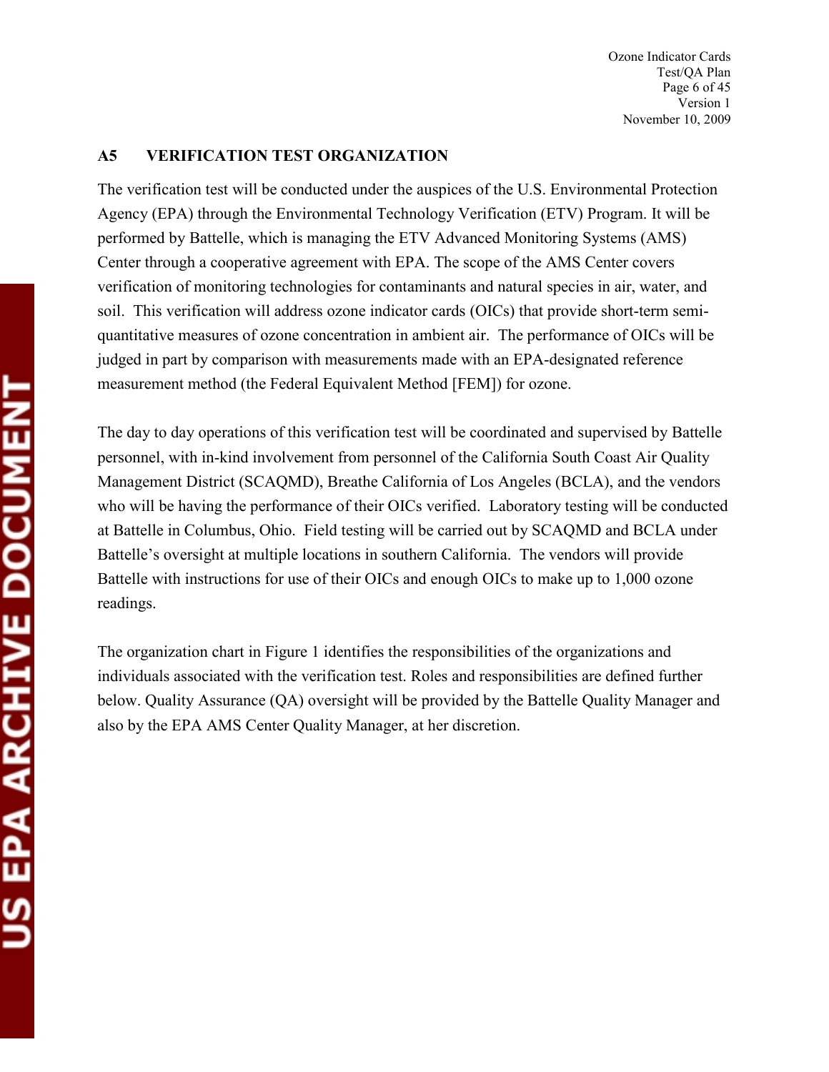## A5 VERIFICATION TEST ORGANIZATION

The verification test will be conducted under the auspices of the U.S. Environmental Protection Agency (EPA) through the Environmental Technology Verification (ETV) Program. It will be performed by Battelle, which is managing the ETV Advanced Monitoring Systems (AMS) Center through a cooperative agreement with EPA. The scope of the AMS Center covers verification of monitoring technologies for contaminants and natural species in air, water, and soil. This verification will address ozone indicator cards (OICs) that provide short-term semi-quantitative measures of ozone concentration in ambient air. The performance of OICs will be judged in part by comparison with measurements made with an EPA-designated reference measurement method (the Federal Equivalent Method [FEM]) for ozone.

The day to day operations of this verification test will be coordinated and supervised by Battelle personnel, with in-kind involvement from personnel of the California South Coast Air Quality Management District (SCAQMD), Breathe California of Los Angeles (BCLA), and the vendors who will be having the performance of their OICs verified. Laboratory testing will be conducted at Battelle in Columbus, Ohio. Field testing will be carried out by SCAQMD and BCLA under Battelle's oversight at multiple locations in southern California. The vendors will provide Battelle with instructions for use of their OICs and enough OICs to make up to 1,000 ozone readings.

The organization chart in Figure 1 identifies the responsibilities of the organizations and individuals associated with the verification test. Roles and responsibilities are defined further below. Quality Assurance (QA) oversight will be provided by the Battelle Quality Manager and also by the EPA AMS Center Quality Manager, at her discretion.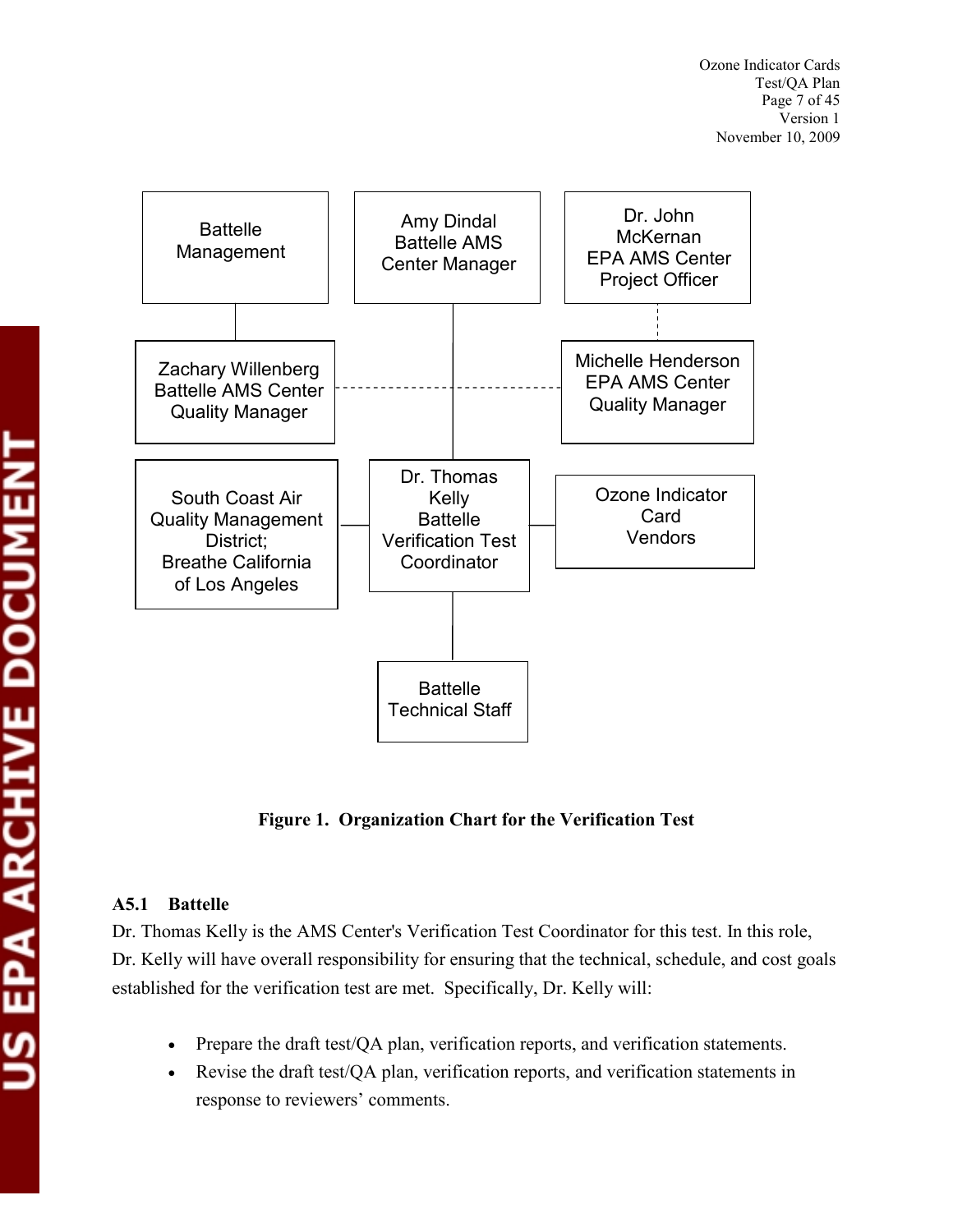Battelle Management

Amy Dindal
Battelle AMS Center Manager

Dr. John McKernan
EPA AMS Center Project Officer

Zachary Willenberg
Battelle AMS Center Quality Manager

Michelle Henderson
EPA AMS Center Quality Manager

South Coast Air Quality Management District;
Breathe California of Los Angeles

Dr. Thomas Kelly
Battelle Verification Test Coordinator

Ozone Indicator Card Vendors

Battelle Technical Staff

**Figure 1. Organization Chart for the Verification Test**

### A5.1 Battelle

Dr. Thomas Kelly is the AMS Center's Verification Test Coordinator for this test. In this role, Dr. Kelly will have overall responsibility for ensuring that the technical, schedule, and cost goals established for the verification test are met. Specifically, Dr. Kelly will:

- Prepare the draft test/QA plan, verification reports, and verification statements.
- Revise the draft test/QA plan, verification reports, and verification statements in response to reviewers' comments.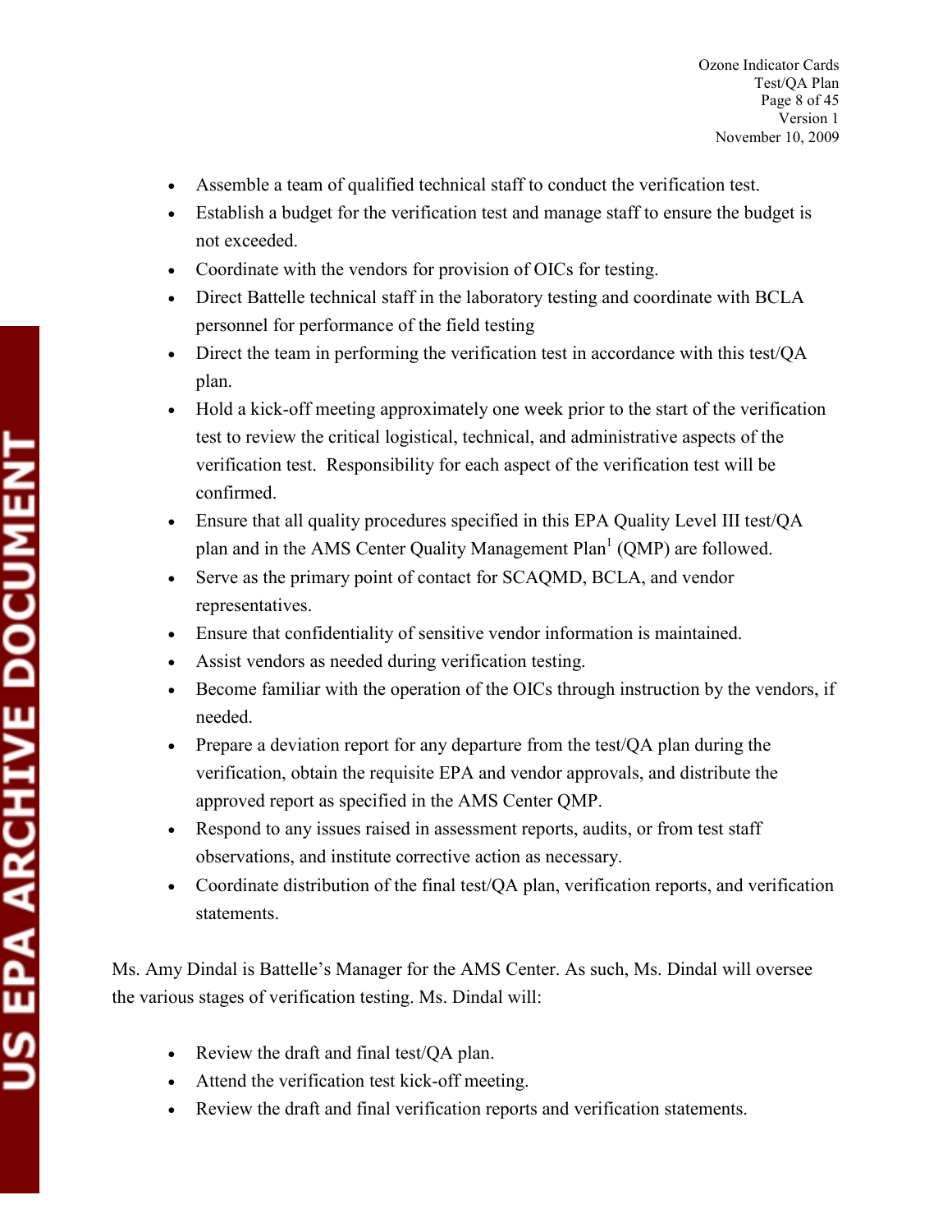- Assemble a team of qualified technical staff to conduct the verification test.
- Establish a budget for the verification test and manage staff to ensure the budget is not exceeded.
- Coordinate with the vendors for provision of OICs for testing.
- Direct Battelle technical staff in the laboratory testing and coordinate with BCLA personnel for performance of the field testing
- Direct the team in performing the verification test in accordance with this test/QA plan.
- Hold a kick-off meeting approximately one week prior to the start of the verification test to review the critical logistical, technical, and administrative aspects of the verification test. Responsibility for each aspect of the verification test will be confirmed.
- Ensure that all quality procedures specified in this EPA Quality Level III test/QA plan and in the AMS Center Quality Management Plan[1] (QMP) are followed.
- Serve as the primary point of contact for SCAQMD, BCLA, and vendor representatives.
- Ensure that confidentiality of sensitive vendor information is maintained.
- Assist vendors as needed during verification testing.
- Become familiar with the operation of the OICs through instruction by the vendors, if needed.
- Prepare a deviation report for any departure from the test/QA plan during the verification, obtain the requisite EPA and vendor approvals, and distribute the approved report as specified in the AMS Center QMP.
- Respond to any issues raised in assessment reports, audits, or from test staff observations, and institute corrective action as necessary.
- Coordinate distribution of the final test/QA plan, verification reports, and verification statements.

Ms. Amy Dindal is Battelle's Manager for the AMS Center. As such, Ms. Dindal will oversee the various stages of verification testing. Ms. Dindal will:

- Review the draft and final test/QA plan.
- Attend the verification test kick-off meeting.
- Review the draft and final verification reports and verification statements.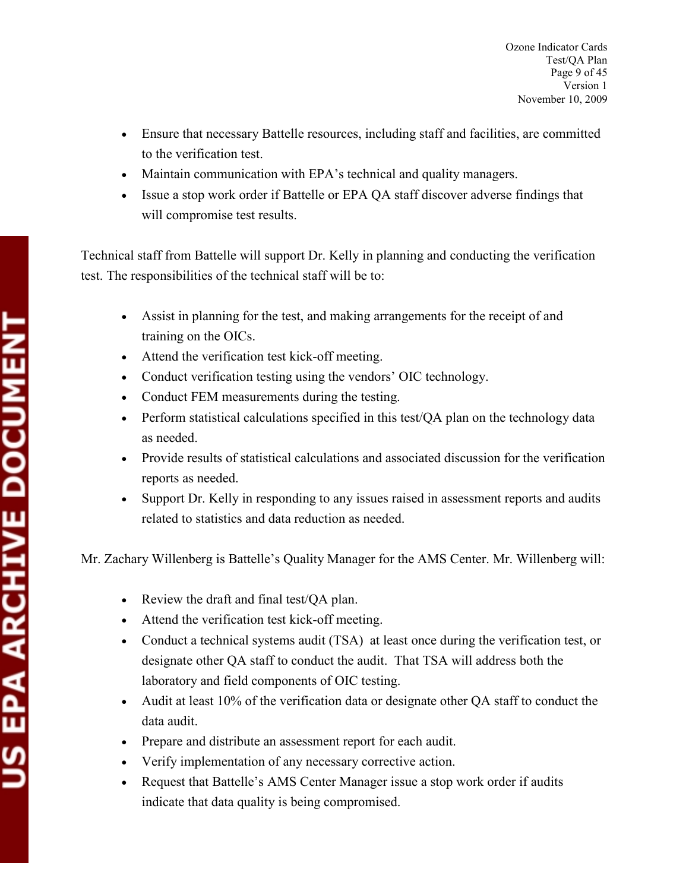- Ensure that necessary Battelle resources, including staff and facilities, are committed to the verification test.
- Maintain communication with EPA's technical and quality managers.
- Issue a stop work order if Battelle or EPA QA staff discover adverse findings that will compromise test results.

Technical staff from Battelle will support Dr. Kelly in planning and conducting the verification test. The responsibilities of the technical staff will be to:

- Assist in planning for the test, and making arrangements for the receipt of and training on the OICs.
- Attend the verification test kick-off meeting.
- Conduct verification testing using the vendors' OIC technology.
- Conduct FEM measurements during the testing.
- Perform statistical calculations specified in this test/QA plan on the technology data as needed.
- Provide results of statistical calculations and associated discussion for the verification reports as needed.
- Support Dr. Kelly in responding to any issues raised in assessment reports and audits related to statistics and data reduction as needed.

Mr. Zachary Willenberg is Battelle's Quality Manager for the AMS Center. Mr. Willenberg will:

- Review the draft and final test/QA plan.
- Attend the verification test kick-off meeting.
- Conduct a technical systems audit (TSA) at least once during the verification test, or designate other QA staff to conduct the audit. That TSA will address both the laboratory and field components of OIC testing.
- Audit at least 10% of the verification data or designate other QA staff to conduct the data audit.
- Prepare and distribute an assessment report for each audit.
- Verify implementation of any necessary corrective action.
- Request that Battelle's AMS Center Manager issue a stop work order if audits indicate that data quality is being compromised.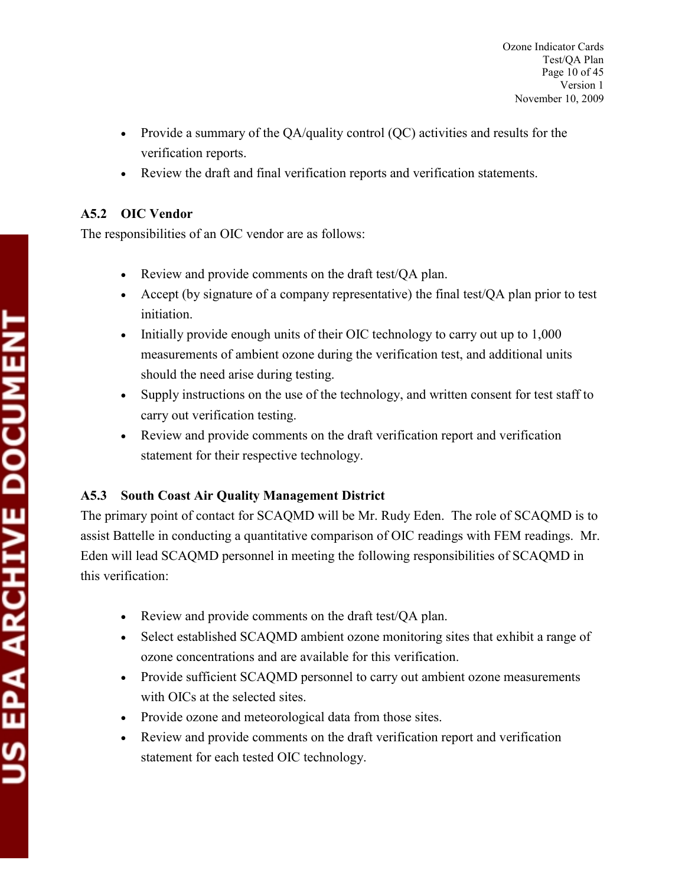- Provide a summary of the QA/quality control (QC) activities and results for the verification reports.
- Review the draft and final verification reports and verification statements.

### A5.2 OIC Vendor

The responsibilities of an OIC vendor are as follows:

- Review and provide comments on the draft test/QA plan.
- Accept (by signature of a company representative) the final test/QA plan prior to test initiation.
- Initially provide enough units of their OIC technology to carry out up to 1,000 measurements of ambient ozone during the verification test, and additional units should the need arise during testing.
- Supply instructions on the use of the technology, and written consent for test staff to carry out verification testing.
- Review and provide comments on the draft verification report and verification statement for their respective technology.

### A5.3 South Coast Air Quality Management District

The primary point of contact for SCAQMD will be Mr. Rudy Eden. The role of SCAQMD is to assist Battelle in conducting a quantitative comparison of OIC readings with FEM readings. Mr. Eden will lead SCAQMD personnel in meeting the following responsibilities of SCAQMD in this verification:

- Review and provide comments on the draft test/QA plan.
- Select established SCAQMD ambient ozone monitoring sites that exhibit a range of ozone concentrations and are available for this verification.
- Provide sufficient SCAQMD personnel to carry out ambient ozone measurements with OICs at the selected sites.
- Provide ozone and meteorological data from those sites.
- Review and provide comments on the draft verification report and verification statement for each tested OIC technology.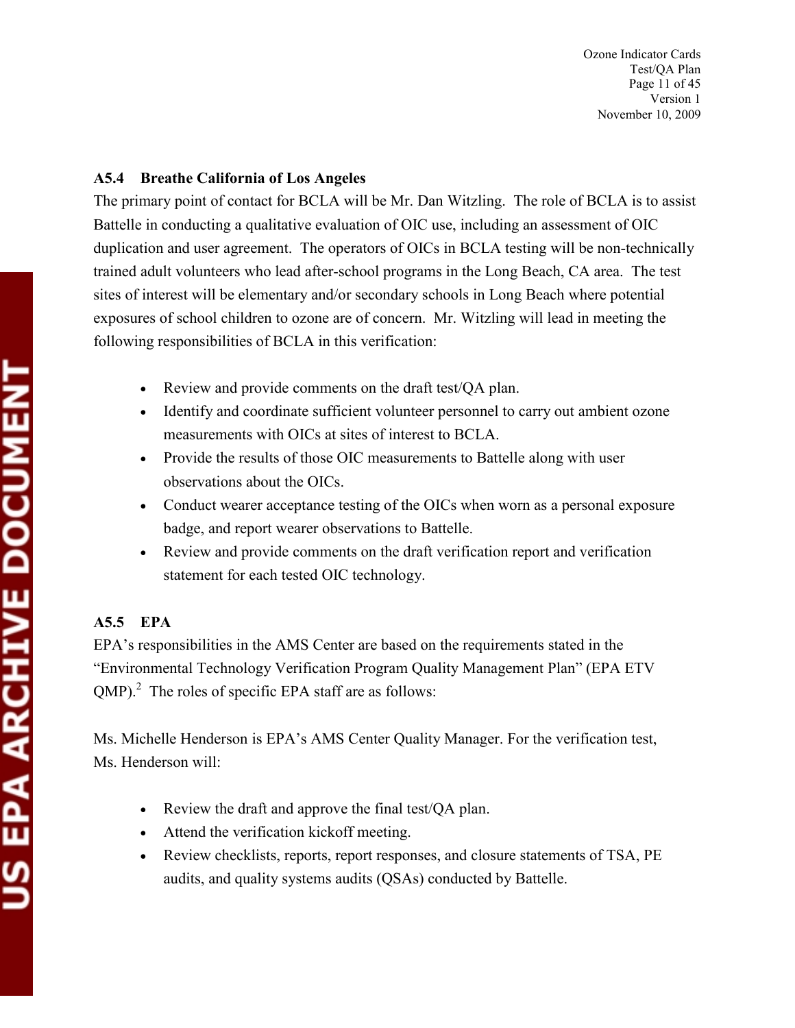### A5.4 Breathe California of Los Angeles

The primary point of contact for BCLA will be Mr. Dan Witzling. The role of BCLA is to assist Battelle in conducting a qualitative evaluation of OIC use, including an assessment of OIC duplication and user agreement. The operators of OICs in BCLA testing will be non-technically trained adult volunteers who lead after-school programs in the Long Beach, CA area. The test sites of interest will be elementary and/or secondary schools in Long Beach where potential exposures of school children to ozone are of concern. Mr. Witzling will lead in meeting the following responsibilities of BCLA in this verification:

- Review and provide comments on the draft test/QA plan.
- Identify and coordinate sufficient volunteer personnel to carry out ambient ozone measurements with OICs at sites of interest to BCLA.
- Provide the results of those OIC measurements to Battelle along with user observations about the OICs.
- Conduct wearer acceptance testing of the OICs when worn as a personal exposure badge, and report wearer observations to Battelle.
- Review and provide comments on the draft verification report and verification statement for each tested OIC technology.

### A5.5 EPA

EPA's responsibilities in the AMS Center are based on the requirements stated in the "Environmental Technology Verification Program Quality Management Plan" (EPA ETV QMP).[2] The roles of specific EPA staff are as follows:

Ms. Michelle Henderson is EPA's AMS Center Quality Manager. For the verification test, Ms. Henderson will:

- Review the draft and approve the final test/QA plan.
- Attend the verification kickoff meeting.
- Review checklists, reports, report responses, and closure statements of TSA, PE audits, and quality systems audits (QSAs) conducted by Battelle.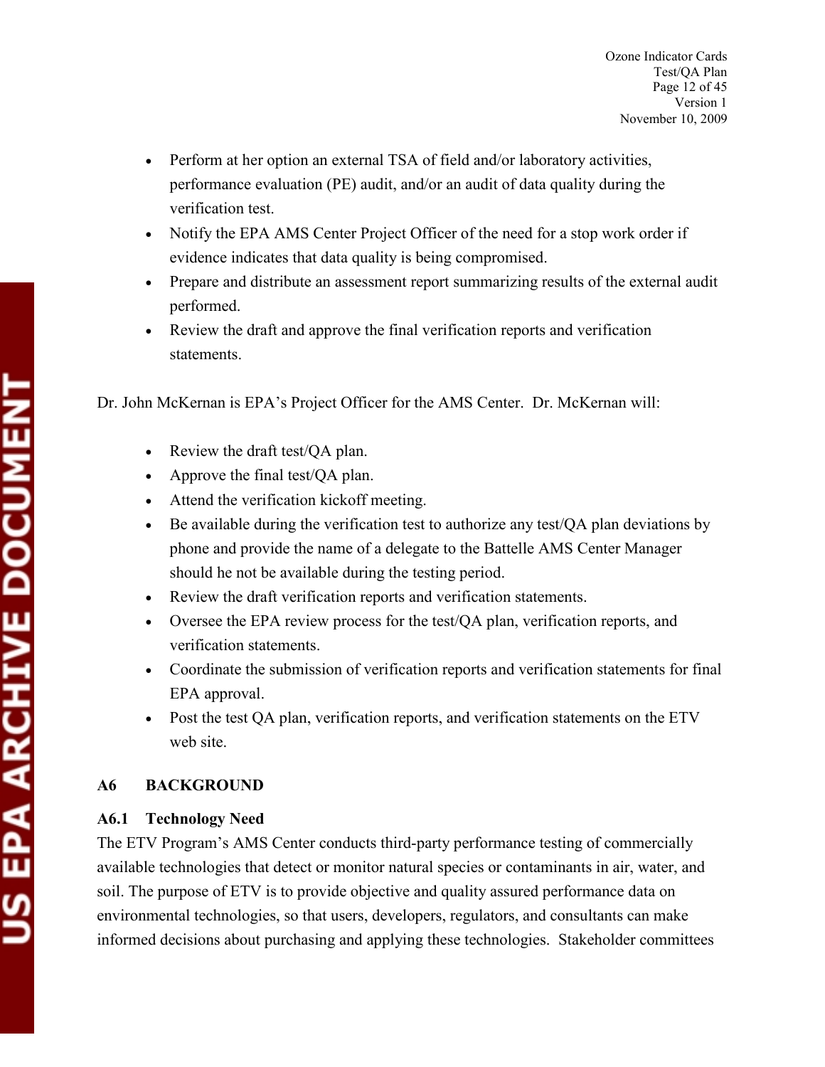- Perform at her option an external TSA of field and/or laboratory activities, performance evaluation (PE) audit, and/or an audit of data quality during the verification test.
- Notify the EPA AMS Center Project Officer of the need for a stop work order if evidence indicates that data quality is being compromised.
- Prepare and distribute an assessment report summarizing results of the external audit performed.
- Review the draft and approve the final verification reports and verification statements.

Dr. John McKernan is EPA's Project Officer for the AMS Center. Dr. McKernan will:

- Review the draft test/QA plan.
- Approve the final test/QA plan.
- Attend the verification kickoff meeting.
- Be available during the verification test to authorize any test/QA plan deviations by phone and provide the name of a delegate to the Battelle AMS Center Manager should he not be available during the testing period.
- Review the draft verification reports and verification statements.
- Oversee the EPA review process for the test/QA plan, verification reports, and verification statements.
- Coordinate the submission of verification reports and verification statements for final EPA approval.
- Post the test QA plan, verification reports, and verification statements on the ETV web site.

## A6 BACKGROUND

### A6.1 Technology Need

The ETV Program's AMS Center conducts third-party performance testing of commercially available technologies that detect or monitor natural species or contaminants in air, water, and soil. The purpose of ETV is to provide objective and quality assured performance data on environmental technologies, so that users, developers, regulators, and consultants can make informed decisions about purchasing and applying these technologies. Stakeholder committees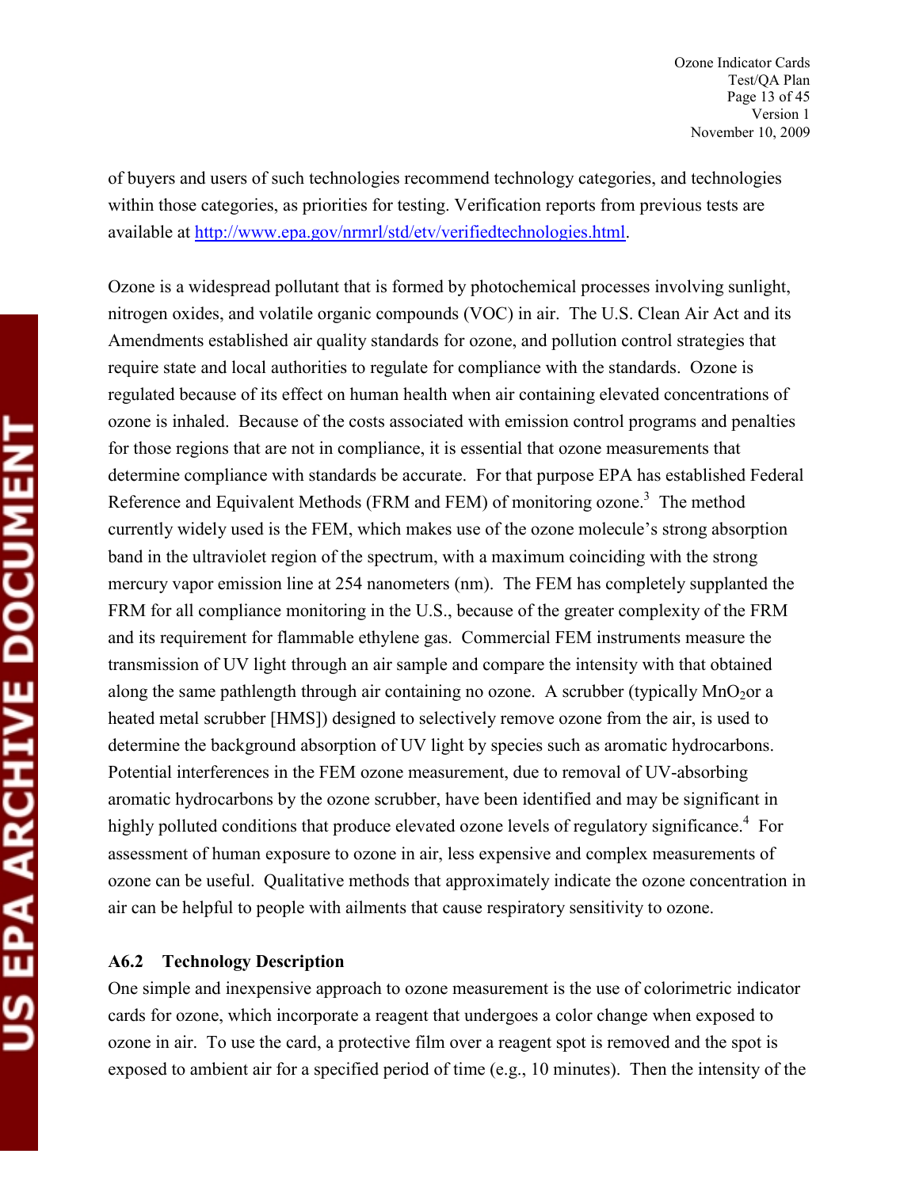of buyers and users of such technologies recommend technology categories, and technologies within those categories, as priorities for testing. Verification reports from previous tests are available at http://www.epa.gov/nrmrl/std/etv/verifiedtechnologies.html.

Ozone is a widespread pollutant that is formed by photochemical processes involving sunlight, nitrogen oxides, and volatile organic compounds (VOC) in air. The U.S. Clean Air Act and its Amendments established air quality standards for ozone, and pollution control strategies that require state and local authorities to regulate for compliance with the standards. Ozone is regulated because of its effect on human health when air containing elevated concentrations of ozone is inhaled. Because of the costs associated with emission control programs and penalties for those regions that are not in compliance, it is essential that ozone measurements that determine compliance with standards be accurate. For that purpose EPA has established Federal Reference and Equivalent Methods (FRM and FEM) of monitoring ozone.[3] The method currently widely used is the FEM, which makes use of the ozone molecule's strong absorption band in the ultraviolet region of the spectrum, with a maximum coinciding with the strong mercury vapor emission line at 254 nanometers (nm). The FEM has completely supplanted the FRM for all compliance monitoring in the U.S., because of the greater complexity of the FRM and its requirement for flammable ethylene gas. Commercial FEM instruments measure the transmission of UV light through an air sample and compare the intensity with that obtained along the same pathlength through air containing no ozone. A scrubber (typically $MnO_2$or a heated metal scrubber [HMS]) designed to selectively remove ozone from the air, is used to determine the background absorption of UV light by species such as aromatic hydrocarbons. Potential interferences in the FEM ozone measurement, due to removal of UV-absorbing aromatic hydrocarbons by the ozone scrubber, have been identified and may be significant in highly polluted conditions that produce elevated ozone levels of regulatory significance.[4] For assessment of human exposure to ozone in air, less expensive and complex measurements of ozone can be useful. Qualitative methods that approximately indicate the ozone concentration in air can be helpful to people with ailments that cause respiratory sensitivity to ozone.

### A6.2 Technology Description

One simple and inexpensive approach to ozone measurement is the use of colorimetric indicator cards for ozone, which incorporate a reagent that undergoes a color change when exposed to ozone in air. To use the card, a protective film over a reagent spot is removed and the spot is exposed to ambient air for a specified period of time (e.g., 10 minutes). Then the intensity of the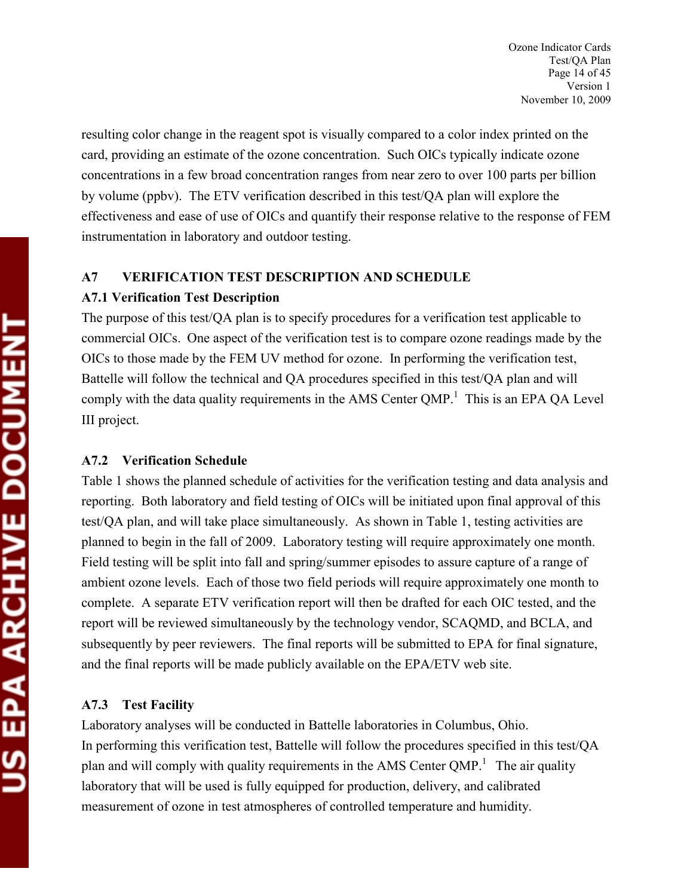resulting color change in the reagent spot is visually compared to a color index printed on the card, providing an estimate of the ozone concentration. Such OICs typically indicate ozone concentrations in a few broad concentration ranges from near zero to over 100 parts per billion by volume (ppbv). The ETV verification described in this test/QA plan will explore the effectiveness and ease of use of OICs and quantify their response relative to the response of FEM instrumentation in laboratory and outdoor testing.

## A7 VERIFICATION TEST DESCRIPTION AND SCHEDULE

### A7.1 Verification Test Description

The purpose of this test/QA plan is to specify procedures for a verification test applicable to commercial OICs. One aspect of the verification test is to compare ozone readings made by the OICs to those made by the FEM UV method for ozone. In performing the verification test, Battelle will follow the technical and QA procedures specified in this test/QA plan and will comply with the data quality requirements in the AMS Center QMP.[1] This is an EPA QA Level III project.

### A7.2 Verification Schedule

Table 1 shows the planned schedule of activities for the verification testing and data analysis and reporting. Both laboratory and field testing of OICs will be initiated upon final approval of this test/QA plan, and will take place simultaneously. As shown in Table 1, testing activities are planned to begin in the fall of 2009. Laboratory testing will require approximately one month. Field testing will be split into fall and spring/summer episodes to assure capture of a range of ambient ozone levels. Each of those two field periods will require approximately one month to complete. A separate ETV verification report will then be drafted for each OIC tested, and the report will be reviewed simultaneously by the technology vendor, SCAQMD, and BCLA, and subsequently by peer reviewers. The final reports will be submitted to EPA for final signature, and the final reports will be made publicly available on the EPA/ETV web site.

### A7.3 Test Facility

Laboratory analyses will be conducted in Battelle laboratories in Columbus, Ohio.
In performing this verification test, Battelle will follow the procedures specified in this test/QA plan and will comply with quality requirements in the AMS Center QMP.[1] The air quality laboratory that will be used is fully equipped for production, delivery, and calibrated measurement of ozone in test atmospheres of controlled temperature and humidity.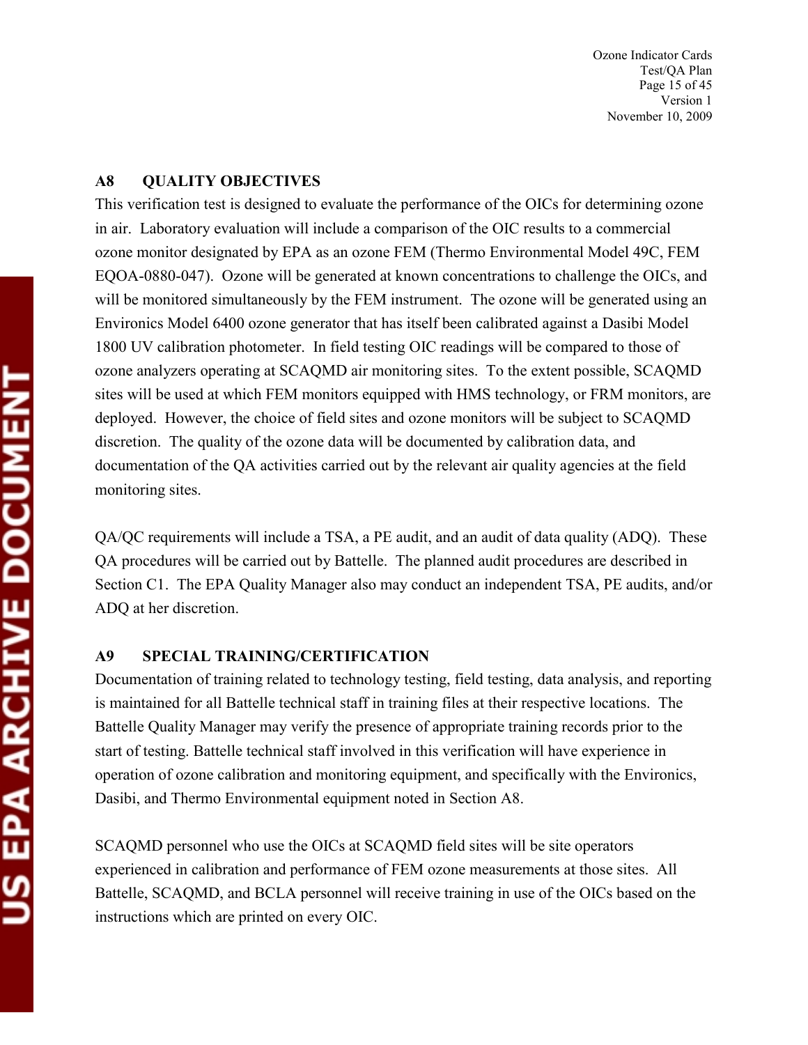## A8 QUALITY OBJECTIVES

This verification test is designed to evaluate the performance of the OICs for determining ozone in air. Laboratory evaluation will include a comparison of the OIC results to a commercial ozone monitor designated by EPA as an ozone FEM (Thermo Environmental Model 49C, FEM EQOA-0880-047). Ozone will be generated at known concentrations to challenge the OICs, and will be monitored simultaneously by the FEM instrument. The ozone will be generated using an Environics Model 6400 ozone generator that has itself been calibrated against a Dasibi Model 1800 UV calibration photometer. In field testing OIC readings will be compared to those of ozone analyzers operating at SCAQMD air monitoring sites. To the extent possible, SCAQMD sites will be used at which FEM monitors equipped with HMS technology, or FRM monitors, are deployed. However, the choice of field sites and ozone monitors will be subject to SCAQMD discretion. The quality of the ozone data will be documented by calibration data, and documentation of the QA activities carried out by the relevant air quality agencies at the field monitoring sites.

QA/QC requirements will include a TSA, a PE audit, and an audit of data quality (ADQ). These QA procedures will be carried out by Battelle. The planned audit procedures are described in Section C1. The EPA Quality Manager also may conduct an independent TSA, PE audits, and/or ADQ at her discretion.

## A9 SPECIAL TRAINING/CERTIFICATION

Documentation of training related to technology testing, field testing, data analysis, and reporting is maintained for all Battelle technical staff in training files at their respective locations. The Battelle Quality Manager may verify the presence of appropriate training records prior to the start of testing. Battelle technical staff involved in this verification will have experience in operation of ozone calibration and monitoring equipment, and specifically with the Environics, Dasibi, and Thermo Environmental equipment noted in Section A8.

SCAQMD personnel who use the OICs at SCAQMD field sites will be site operators experienced in calibration and performance of FEM ozone measurements at those sites. All Battelle, SCAQMD, and BCLA personnel will receive training in use of the OICs based on the instructions which are printed on every OIC.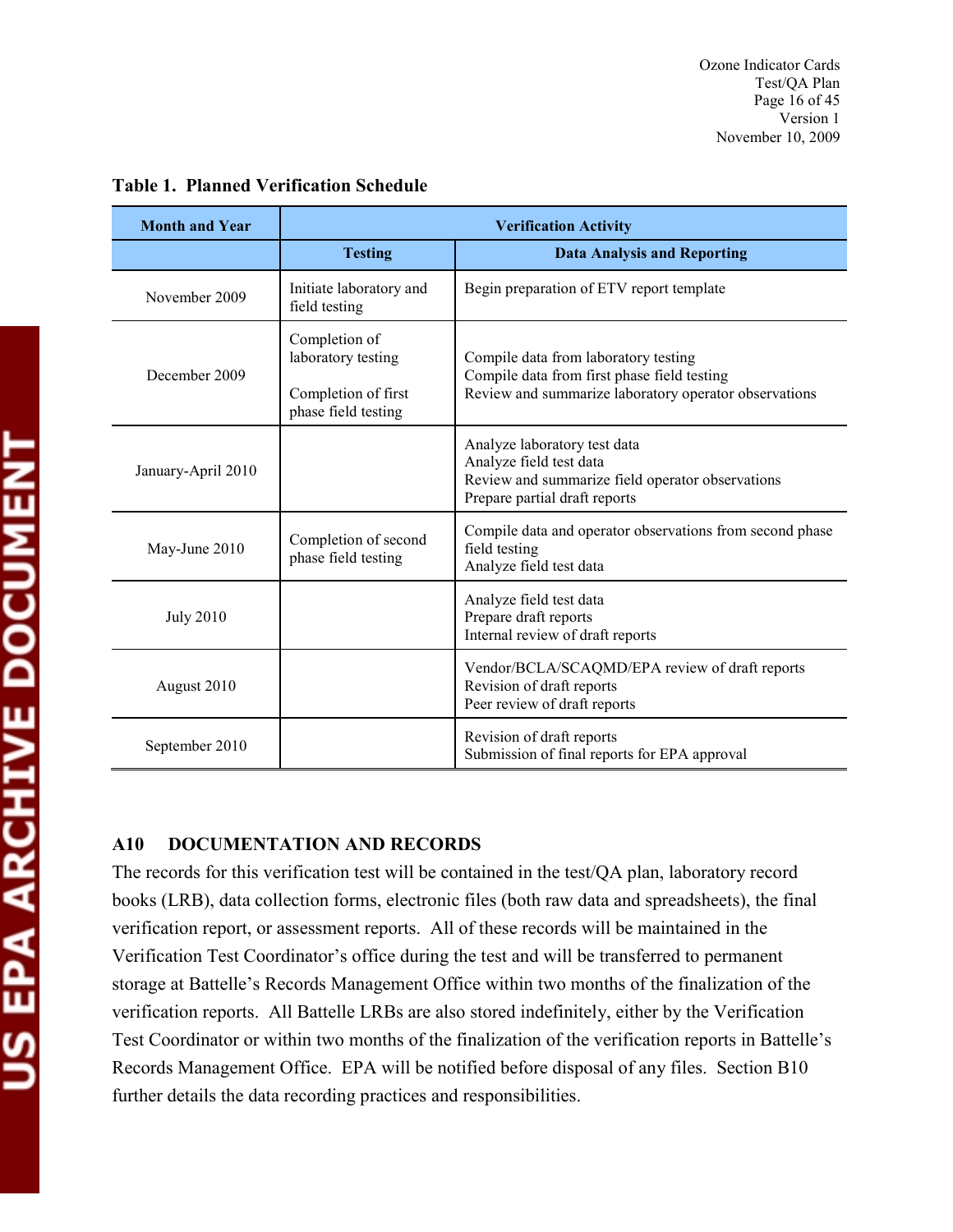**Table 1. Planned Verification Schedule**

| Month and Year | Verification Activity | |
|---|---|---|
| | **Testing** | **Data Analysis and Reporting** |
| November 2009 | Initiate laboratory and field testing | Begin preparation of ETV report template |
| December 2009 | Completion of laboratory testing<br><br>Completion of first phase field testing | Compile data from laboratory testing<br>Compile data from first phase field testing<br>Review and summarize laboratory operator observations |
| January-April 2010 | | Analyze laboratory test data<br>Analyze field test data<br>Review and summarize field operator observations<br>Prepare partial draft reports |
| May-June 2010 | Completion of second phase field testing | Compile data and operator observations from second phase field testing<br>Analyze field test data |
| July 2010 | | Analyze field test data<br>Prepare draft reports<br>Internal review of draft reports |
| August 2010 | | Vendor/BCLA/SCAQMD/EPA review of draft reports<br>Revision of draft reports<br>Peer review of draft reports |
| September 2010 | | Revision of draft reports<br>Submission of final reports for EPA approval |

## A10 DOCUMENTATION AND RECORDS

The records for this verification test will be contained in the test/QA plan, laboratory record books (LRB), data collection forms, electronic files (both raw data and spreadsheets), the final verification report, or assessment reports. All of these records will be maintained in the Verification Test Coordinator's office during the test and will be transferred to permanent storage at Battelle's Records Management Office within two months of the finalization of the verification reports. All Battelle LRBs are also stored indefinitely, either by the Verification Test Coordinator or within two months of the finalization of the verification reports in Battelle's Records Management Office. EPA will be notified before disposal of any files. Section B10 further details the data recording practices and responsibilities.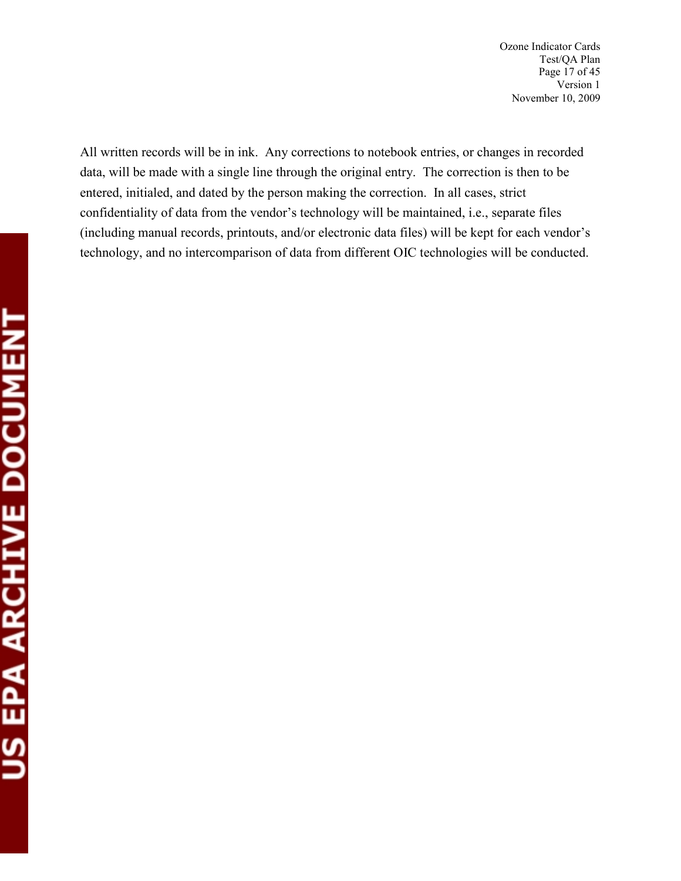All written records will be in ink. Any corrections to notebook entries, or changes in recorded data, will be made with a single line through the original entry. The correction is then to be entered, initialed, and dated by the person making the correction. In all cases, strict confidentiality of data from the vendor's technology will be maintained, i.e., separate files (including manual records, printouts, and/or electronic data files) will be kept for each vendor's technology, and no intercomparison of data from different OIC technologies will be conducted.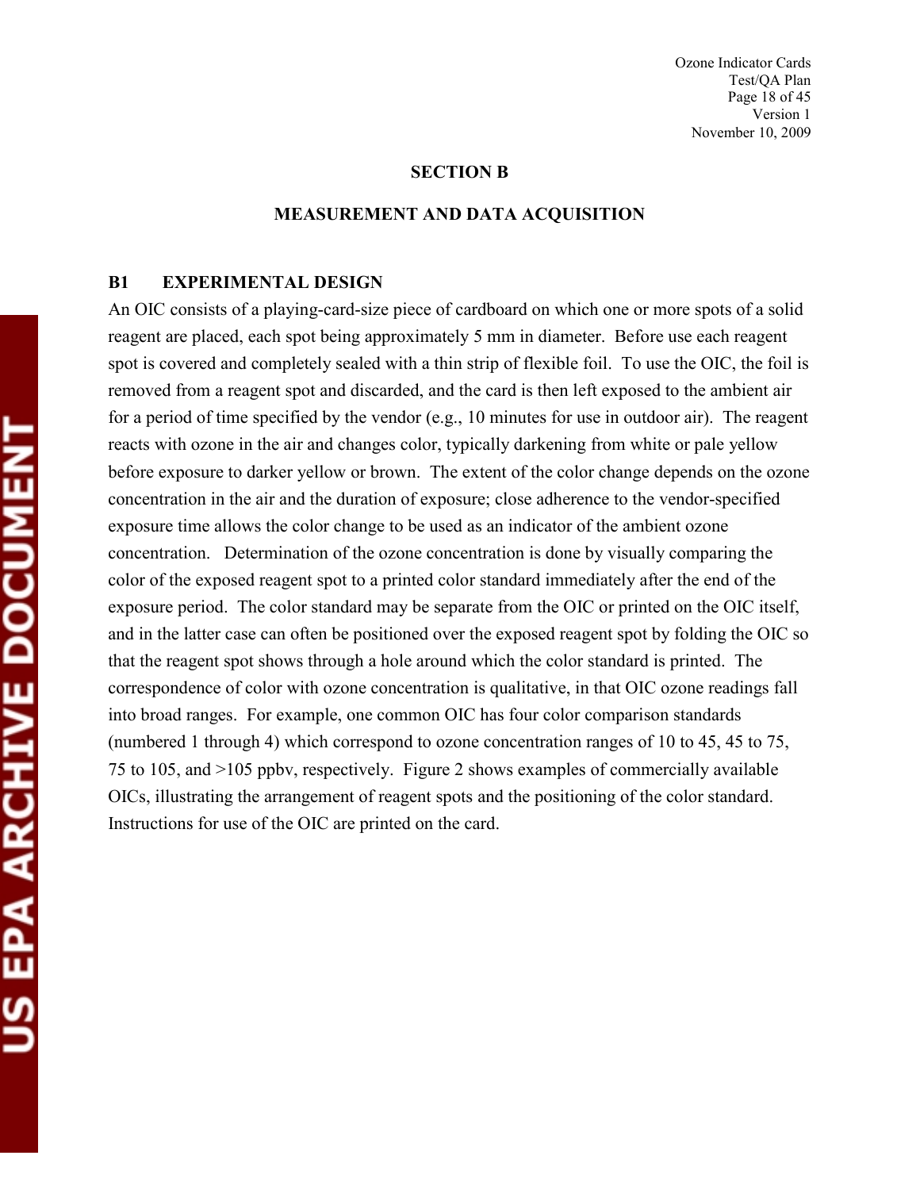# SECTION B

## MEASUREMENT AND DATA ACQUISITION

### B1 EXPERIMENTAL DESIGN

An OIC consists of a playing-card-size piece of cardboard on which one or more spots of a solid reagent are placed, each spot being approximately 5 mm in diameter. Before use each reagent spot is covered and completely sealed with a thin strip of flexible foil. To use the OIC, the foil is removed from a reagent spot and discarded, and the card is then left exposed to the ambient air for a period of time specified by the vendor (e.g., 10 minutes for use in outdoor air). The reagent reacts with ozone in the air and changes color, typically darkening from white or pale yellow before exposure to darker yellow or brown. The extent of the color change depends on the ozone concentration in the air and the duration of exposure; close adherence to the vendor-specified exposure time allows the color change to be used as an indicator of the ambient ozone concentration. Determination of the ozone concentration is done by visually comparing the color of the exposed reagent spot to a printed color standard immediately after the end of the exposure period. The color standard may be separate from the OIC or printed on the OIC itself, and in the latter case can often be positioned over the exposed reagent spot by folding the OIC so that the reagent spot shows through a hole around which the color standard is printed. The correspondence of color with ozone concentration is qualitative, in that OIC ozone readings fall into broad ranges. For example, one common OIC has four color comparison standards (numbered 1 through 4) which correspond to ozone concentration ranges of 10 to 45, 45 to 75, 75 to 105, and >105 ppbv, respectively. Figure 2 shows examples of commercially available OICs, illustrating the arrangement of reagent spots and the positioning of the color standard. Instructions for use of the OIC are printed on the card.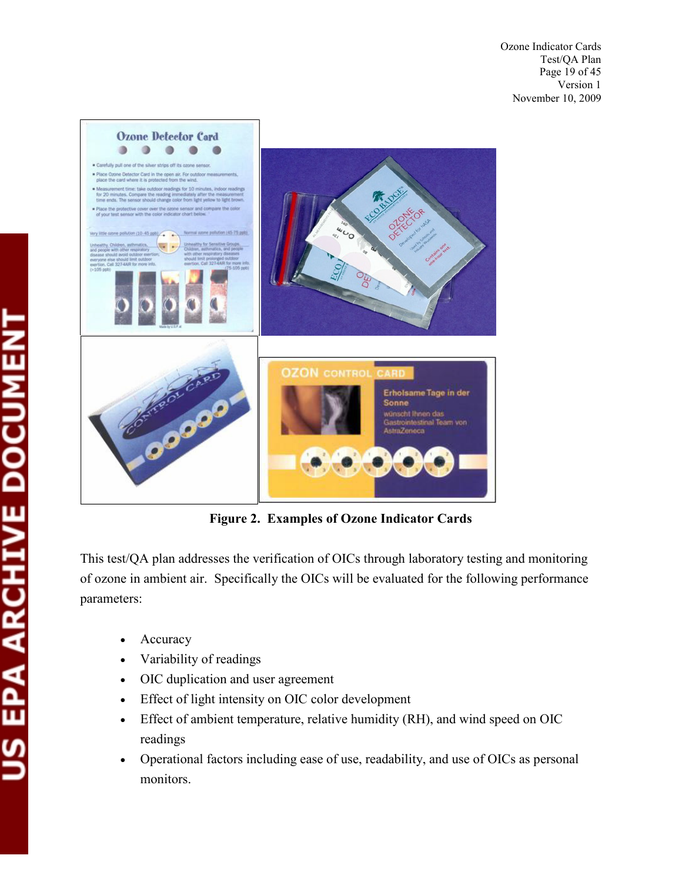**Figure 2. Examples of Ozone Indicator Cards**

This test/QA plan addresses the verification of OICs through laboratory testing and monitoring of ozone in ambient air. Specifically the OICs will be evaluated for the following performance parameters:

- Accuracy
- Variability of readings
- OIC duplication and user agreement
- Effect of light intensity on OIC color development
- Effect of ambient temperature, relative humidity (RH), and wind speed on OIC readings
- Operational factors including ease of use, readability, and use of OICs as personal monitors.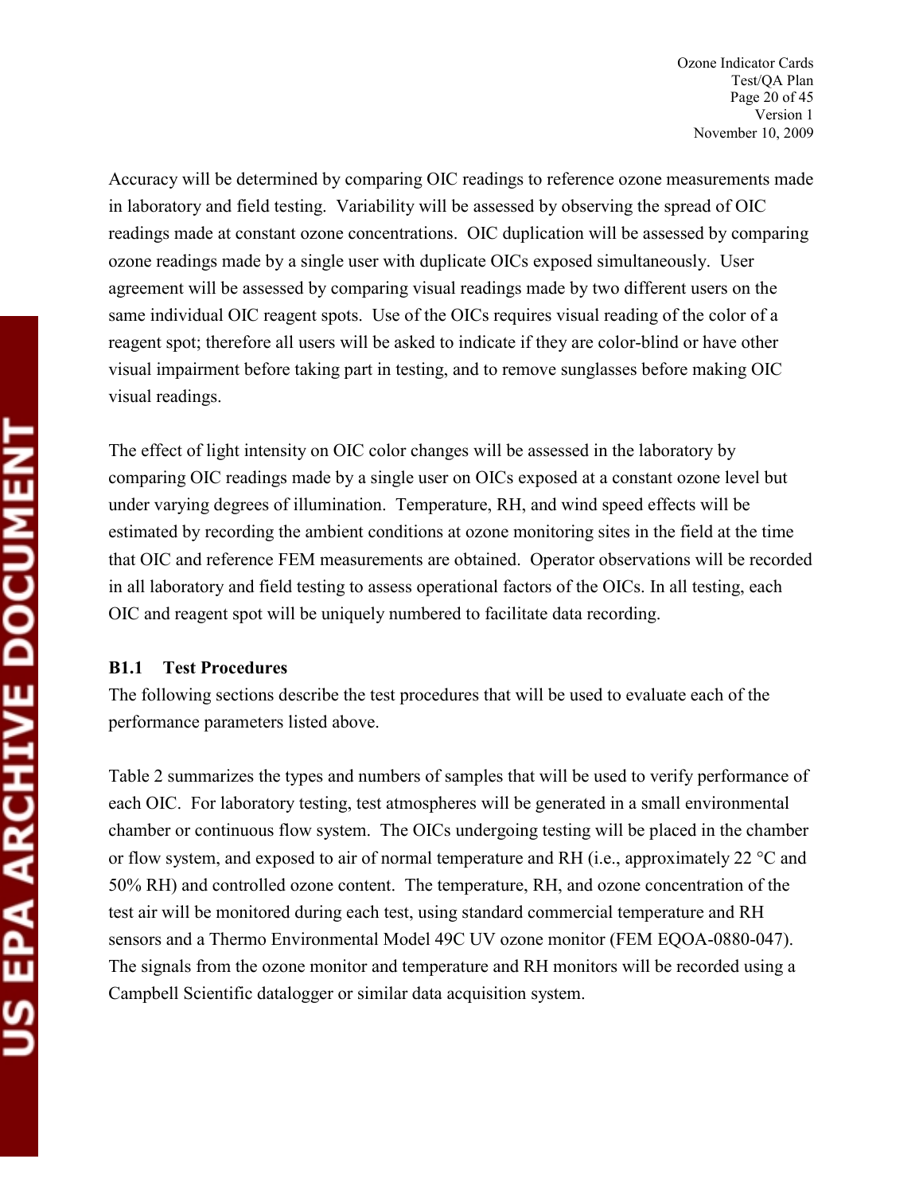Accuracy will be determined by comparing OIC readings to reference ozone measurements made in laboratory and field testing. Variability will be assessed by observing the spread of OIC readings made at constant ozone concentrations. OIC duplication will be assessed by comparing ozone readings made by a single user with duplicate OICs exposed simultaneously. User agreement will be assessed by comparing visual readings made by two different users on the same individual OIC reagent spots. Use of the OICs requires visual reading of the color of a reagent spot; therefore all users will be asked to indicate if they are color-blind or have other visual impairment before taking part in testing, and to remove sunglasses before making OIC visual readings.

The effect of light intensity on OIC color changes will be assessed in the laboratory by comparing OIC readings made by a single user on OICs exposed at a constant ozone level but under varying degrees of illumination. Temperature, RH, and wind speed effects will be estimated by recording the ambient conditions at ozone monitoring sites in the field at the time that OIC and reference FEM measurements are obtained. Operator observations will be recorded in all laboratory and field testing to assess operational factors of the OICs. In all testing, each OIC and reagent spot will be uniquely numbered to facilitate data recording.

### B1.1 Test Procedures

The following sections describe the test procedures that will be used to evaluate each of the performance parameters listed above.

Table 2 summarizes the types and numbers of samples that will be used to verify performance of each OIC. For laboratory testing, test atmospheres will be generated in a small environmental chamber or continuous flow system. The OICs undergoing testing will be placed in the chamber or flow system, and exposed to air of normal temperature and RH (i.e., approximately 22 °C and 50% RH) and controlled ozone content. The temperature, RH, and ozone concentration of the test air will be monitored during each test, using standard commercial temperature and RH sensors and a Thermo Environmental Model 49C UV ozone monitor (FEM EQOA-0880-047). The signals from the ozone monitor and temperature and RH monitors will be recorded using a Campbell Scientific datalogger or similar data acquisition system.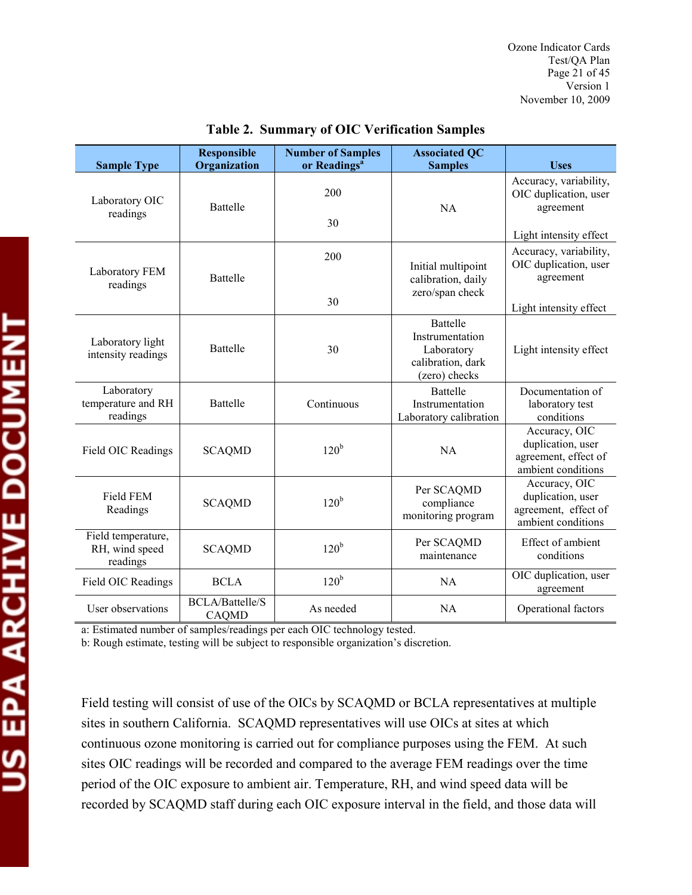**Table 2. Summary of OIC Verification Samples**

| Sample Type | Responsible Organization | Number of Samples or Readings[a] | Associated QC Samples | Uses |
|---|---|---|---|---|
| Laboratory OIC readings | Battelle | 200<br><br>30 | NA | Accuracy, variability, OIC duplication, user agreement<br><br>Light intensity effect |
| Laboratory FEM readings | Battelle | 200<br><br>30 | Initial multipoint calibration, daily zero/span check | Accuracy, variability, OIC duplication, user agreement<br><br>Light intensity effect |
| Laboratory light intensity readings | Battelle | 30 | Battelle Instrumentation Laboratory calibration, dark (zero) checks | Light intensity effect |
| Laboratory temperature and RH readings | Battelle | Continuous | Battelle Instrumentation Laboratory calibration | Documentation of laboratory test conditions |
| Field OIC Readings | SCAQMD | 120[b] | NA | Accuracy, OIC duplication, user agreement, effect of ambient conditions |
| Field FEM Readings | SCAQMD | 120[b] | Per SCAQMD compliance monitoring program | Accuracy, OIC duplication, user agreement, effect of ambient conditions |
| Field temperature, RH, wind speed readings | SCAQMD | 120[b] | Per SCAQMD maintenance | Effect of ambient conditions |
| Field OIC Readings | BCLA | 120[b] | NA | OIC duplication, user agreement |
| User observations | BCLA/Battelle/SCAQMD | As needed | NA | Operational factors |

a: Estimated number of samples/readings per each OIC technology tested.
b: Rough estimate, testing will be subject to responsible organization's discretion.

Field testing will consist of use of the OICs by SCAQMD or BCLA representatives at multiple sites in southern California. SCAQMD representatives will use OICs at sites at which continuous ozone monitoring is carried out for compliance purposes using the FEM. At such sites OIC readings will be recorded and compared to the average FEM readings over the time period of the OIC exposure to ambient air. Temperature, RH, and wind speed data will be recorded by SCAQMD staff during each OIC exposure interval in the field, and those data will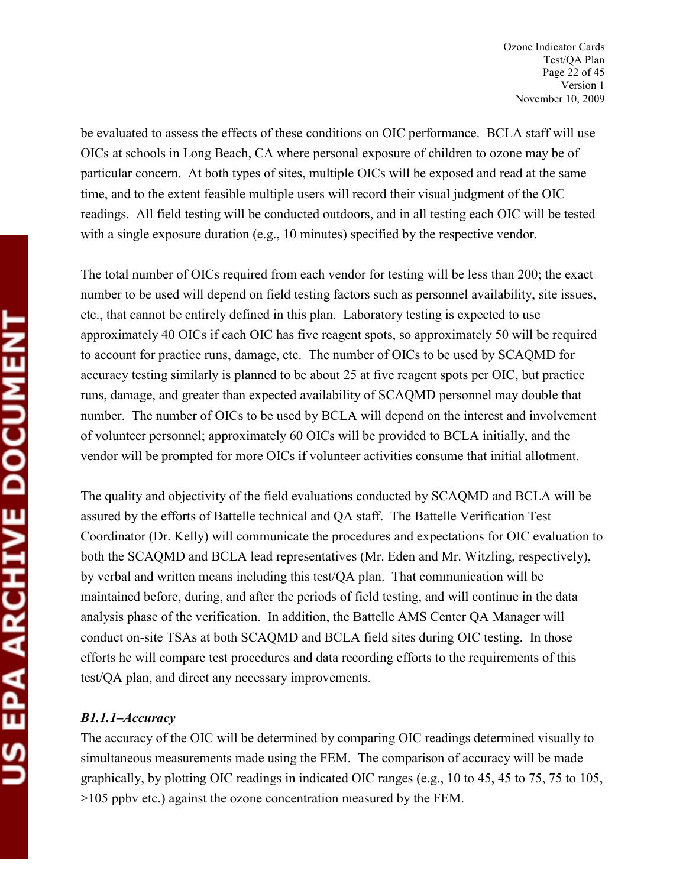be evaluated to assess the effects of these conditions on OIC performance. BCLA staff will use OICs at schools in Long Beach, CA where personal exposure of children to ozone may be of particular concern. At both types of sites, multiple OICs will be exposed and read at the same time, and to the extent feasible multiple users will record their visual judgment of the OIC readings. All field testing will be conducted outdoors, and in all testing each OIC will be tested with a single exposure duration (e.g., 10 minutes) specified by the respective vendor.

The total number of OICs required from each vendor for testing will be less than 200; the exact number to be used will depend on field testing factors such as personnel availability, site issues, etc., that cannot be entirely defined in this plan. Laboratory testing is expected to use approximately 40 OICs if each OIC has five reagent spots, so approximately 50 will be required to account for practice runs, damage, etc. The number of OICs to be used by SCAQMD for accuracy testing similarly is planned to be about 25 at five reagent spots per OIC, but practice runs, damage, and greater than expected availability of SCAQMD personnel may double that number. The number of OICs to be used by BCLA will depend on the interest and involvement of volunteer personnel; approximately 60 OICs will be provided to BCLA initially, and the vendor will be prompted for more OICs if volunteer activities consume that initial allotment.

The quality and objectivity of the field evaluations conducted by SCAQMD and BCLA will be assured by the efforts of Battelle technical and QA staff. The Battelle Verification Test Coordinator (Dr. Kelly) will communicate the procedures and expectations for OIC evaluation to both the SCAQMD and BCLA lead representatives (Mr. Eden and Mr. Witzling, respectively), by verbal and written means including this test/QA plan. That communication will be maintained before, during, and after the periods of field testing, and will continue in the data analysis phase of the verification. In addition, the Battelle AMS Center QA Manager will conduct on-site TSAs at both SCAQMD and BCLA field sites during OIC testing. In those efforts he will compare test procedures and data recording efforts to the requirements of this test/QA plan, and direct any necessary improvements.

***B1.1.1–Accuracy***

The accuracy of the OIC will be determined by comparing OIC readings determined visually to simultaneous measurements made using the FEM. The comparison of accuracy will be made graphically, by plotting OIC readings in indicated OIC ranges (e.g., 10 to 45, 45 to 75, 75 to 105, >105 ppbv etc.) against the ozone concentration measured by the FEM.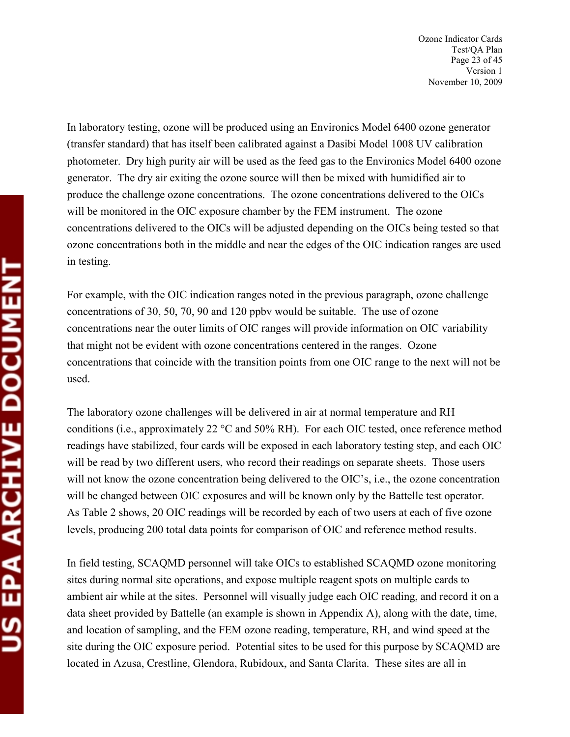In laboratory testing, ozone will be produced using an Environics Model 6400 ozone generator (transfer standard) that has itself been calibrated against a Dasibi Model 1008 UV calibration photometer. Dry high purity air will be used as the feed gas to the Environics Model 6400 ozone generator. The dry air exiting the ozone source will then be mixed with humidified air to produce the challenge ozone concentrations. The ozone concentrations delivered to the OICs will be monitored in the OIC exposure chamber by the FEM instrument. The ozone concentrations delivered to the OICs will be adjusted depending on the OICs being tested so that ozone concentrations both in the middle and near the edges of the OIC indication ranges are used in testing.

For example, with the OIC indication ranges noted in the previous paragraph, ozone challenge concentrations of 30, 50, 70, 90 and 120 ppbv would be suitable. The use of ozone concentrations near the outer limits of OIC ranges will provide information on OIC variability that might not be evident with ozone concentrations centered in the ranges. Ozone concentrations that coincide with the transition points from one OIC range to the next will not be used.

The laboratory ozone challenges will be delivered in air at normal temperature and RH conditions (i.e., approximately 22 °C and 50% RH). For each OIC tested, once reference method readings have stabilized, four cards will be exposed in each laboratory testing step, and each OIC will be read by two different users, who record their readings on separate sheets. Those users will not know the ozone concentration being delivered to the OIC's, i.e., the ozone concentration will be changed between OIC exposures and will be known only by the Battelle test operator. As Table 2 shows, 20 OIC readings will be recorded by each of two users at each of five ozone levels, producing 200 total data points for comparison of OIC and reference method results.

In field testing, SCAQMD personnel will take OICs to established SCAQMD ozone monitoring sites during normal site operations, and expose multiple reagent spots on multiple cards to ambient air while at the sites. Personnel will visually judge each OIC reading, and record it on a data sheet provided by Battelle (an example is shown in Appendix A), along with the date, time, and location of sampling, and the FEM ozone reading, temperature, RH, and wind speed at the site during the OIC exposure period. Potential sites to be used for this purpose by SCAQMD are located in Azusa, Crestline, Glendora, Rubidoux, and Santa Clarita. These sites are all in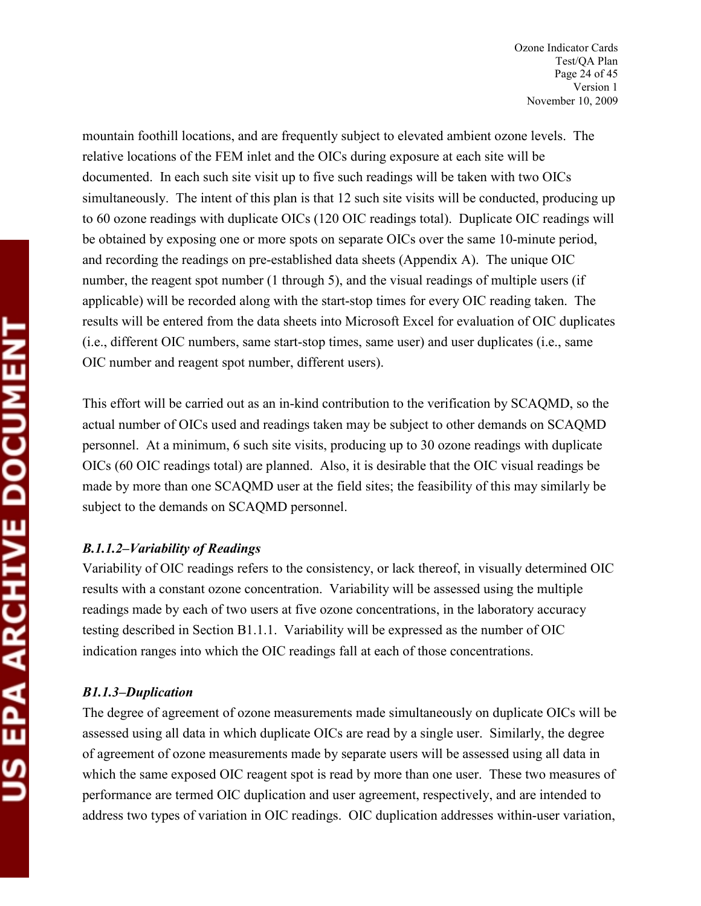mountain foothill locations, and are frequently subject to elevated ambient ozone levels. The relative locations of the FEM inlet and the OICs during exposure at each site will be documented. In each such site visit up to five such readings will be taken with two OICs simultaneously. The intent of this plan is that 12 such site visits will be conducted, producing up to 60 ozone readings with duplicate OICs (120 OIC readings total). Duplicate OIC readings will be obtained by exposing one or more spots on separate OICs over the same 10-minute period, and recording the readings on pre-established data sheets (Appendix A). The unique OIC number, the reagent spot number (1 through 5), and the visual readings of multiple users (if applicable) will be recorded along with the start-stop times for every OIC reading taken. The results will be entered from the data sheets into Microsoft Excel for evaluation of OIC duplicates (i.e., different OIC numbers, same start-stop times, same user) and user duplicates (i.e., same OIC number and reagent spot number, different users).

This effort will be carried out as an in-kind contribution to the verification by SCAQMD, so the actual number of OICs used and readings taken may be subject to other demands on SCAQMD personnel. At a minimum, 6 such site visits, producing up to 30 ozone readings with duplicate OICs (60 OIC readings total) are planned. Also, it is desirable that the OIC visual readings be made by more than one SCAQMD user at the field sites; the feasibility of this may similarly be subject to the demands on SCAQMD personnel.

### *B.1.1.2–Variability of Readings*

Variability of OIC readings refers to the consistency, or lack thereof, in visually determined OIC results with a constant ozone concentration. Variability will be assessed using the multiple readings made by each of two users at five ozone concentrations, in the laboratory accuracy testing described in Section B1.1.1. Variability will be expressed as the number of OIC indication ranges into which the OIC readings fall at each of those concentrations.

### *B1.1.3–Duplication*

The degree of agreement of ozone measurements made simultaneously on duplicate OICs will be assessed using all data in which duplicate OICs are read by a single user. Similarly, the degree of agreement of ozone measurements made by separate users will be assessed using all data in which the same exposed OIC reagent spot is read by more than one user. These two measures of performance are termed OIC duplication and user agreement, respectively, and are intended to address two types of variation in OIC readings. OIC duplication addresses within-user variation,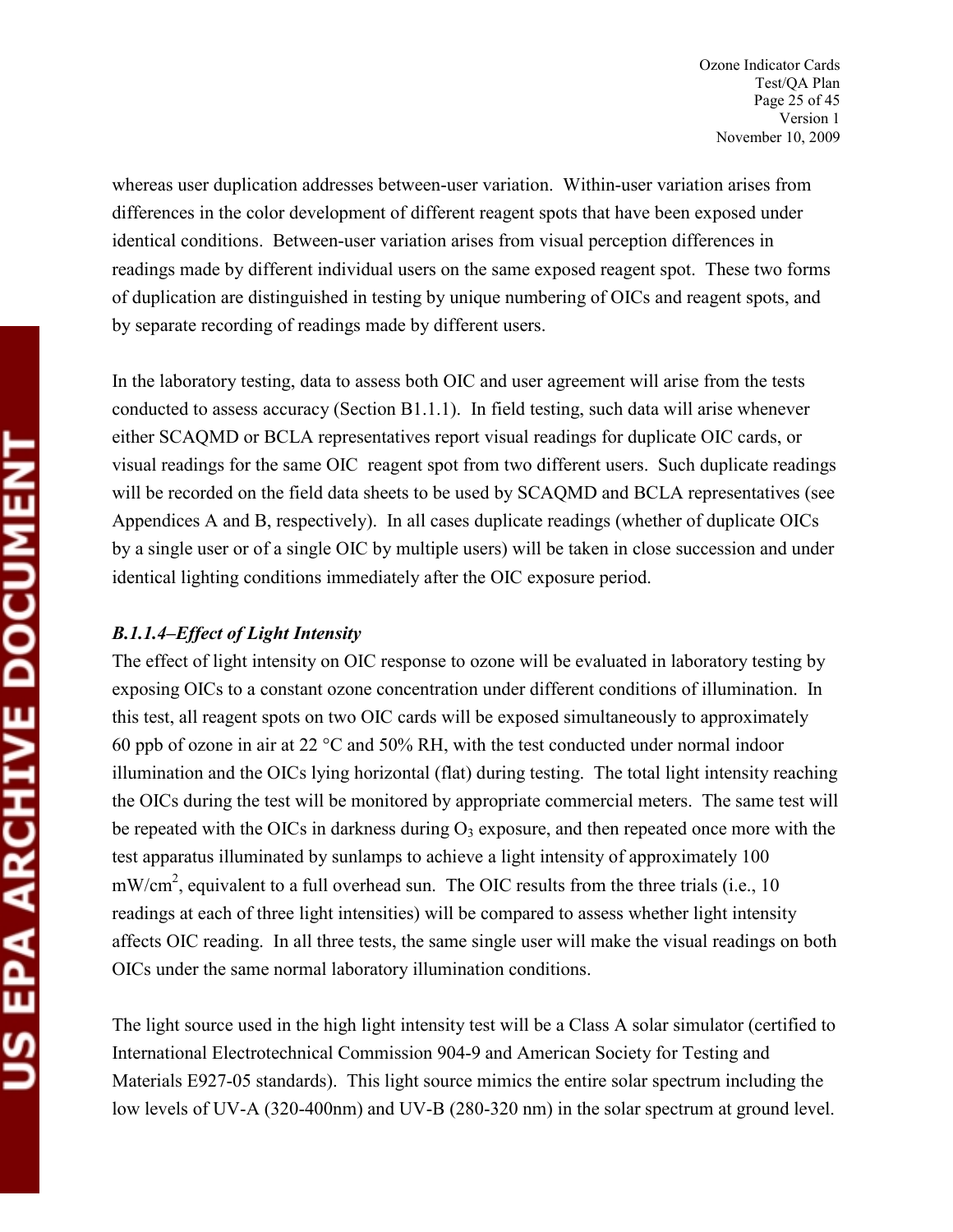whereas user duplication addresses between-user variation. Within-user variation arises from differences in the color development of different reagent spots that have been exposed under identical conditions. Between-user variation arises from visual perception differences in readings made by different individual users on the same exposed reagent spot. These two forms of duplication are distinguished in testing by unique numbering of OICs and reagent spots, and by separate recording of readings made by different users.

In the laboratory testing, data to assess both OIC and user agreement will arise from the tests conducted to assess accuracy (Section B1.1.1). In field testing, such data will arise whenever either SCAQMD or BCLA representatives report visual readings for duplicate OIC cards, or visual readings for the same OIC reagent spot from two different users. Such duplicate readings will be recorded on the field data sheets to be used by SCAQMD and BCLA representatives (see Appendices A and B, respectively). In all cases duplicate readings (whether of duplicate OICs by a single user or of a single OIC by multiple users) will be taken in close succession and under identical lighting conditions immediately after the OIC exposure period.

***B.1.1.4–Effect of Light Intensity***

The effect of light intensity on OIC response to ozone will be evaluated in laboratory testing by exposing OICs to a constant ozone concentration under different conditions of illumination. In this test, all reagent spots on two OIC cards will be exposed simultaneously to approximately 60 ppb of ozone in air at 22 °C and 50% RH, with the test conducted under normal indoor illumination and the OICs lying horizontal (flat) during testing. The total light intensity reaching the OICs during the test will be monitored by appropriate commercial meters. The same test will be repeated with the OICs in darkness during $O_3$ exposure, and then repeated once more with the test apparatus illuminated by sunlamps to achieve a light intensity of approximately 100 $mW/cm^2$, equivalent to a full overhead sun. The OIC results from the three trials (i.e., 10 readings at each of three light intensities) will be compared to assess whether light intensity affects OIC reading. In all three tests, the same single user will make the visual readings on both OICs under the same normal laboratory illumination conditions.

The light source used in the high light intensity test will be a Class A solar simulator (certified to International Electrotechnical Commission 904-9 and American Society for Testing and Materials E927-05 standards). This light source mimics the entire solar spectrum including the low levels of UV-A (320-400nm) and UV-B (280-320 nm) in the solar spectrum at ground level.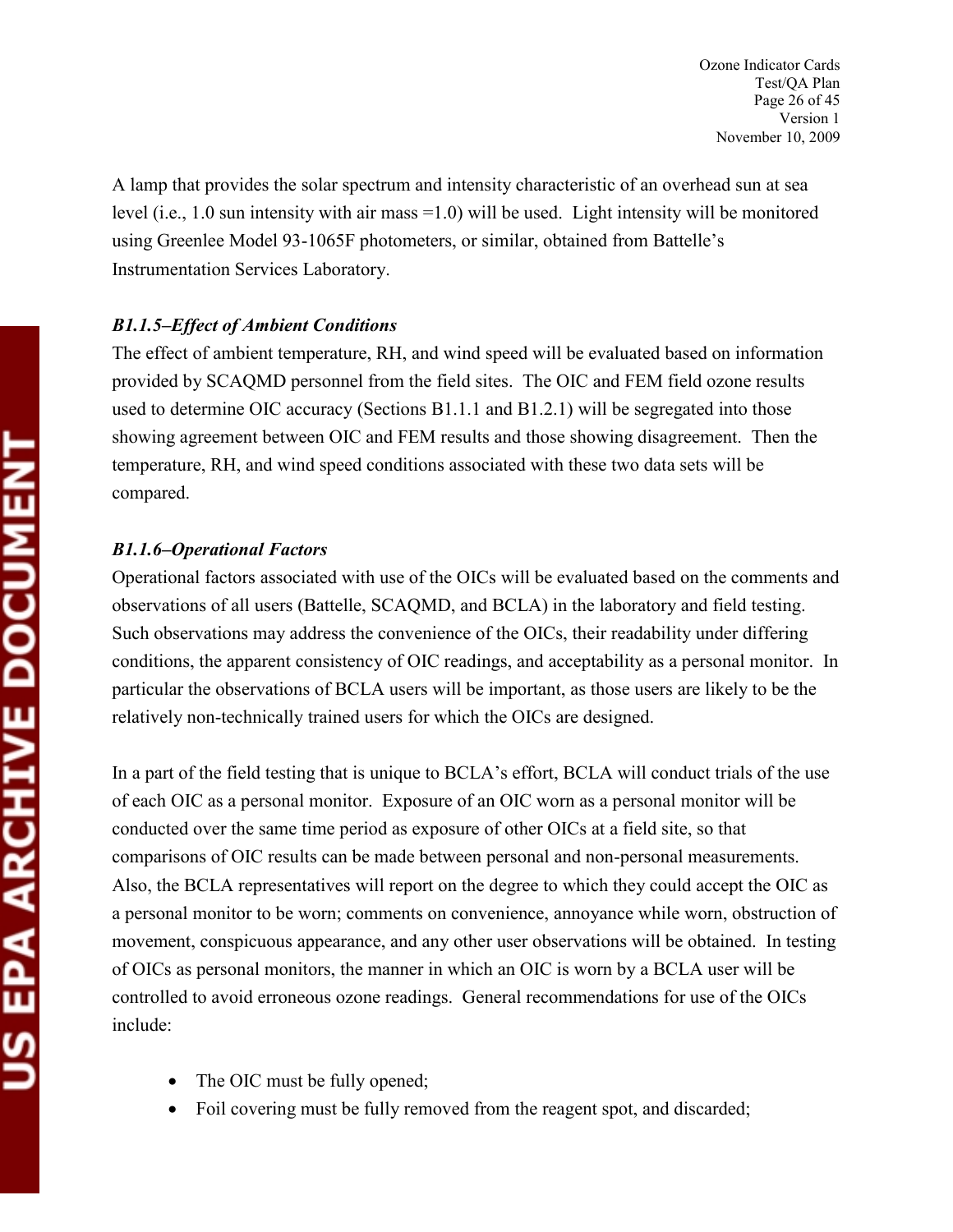A lamp that provides the solar spectrum and intensity characteristic of an overhead sun at sea level (i.e., 1.0 sun intensity with air mass =1.0) will be used. Light intensity will be monitored using Greenlee Model 93-1065F photometers, or similar, obtained from Battelle's Instrumentation Services Laboratory.

### *B1.1.5–Effect of Ambient Conditions*

The effect of ambient temperature, RH, and wind speed will be evaluated based on information provided by SCAQMD personnel from the field sites. The OIC and FEM field ozone results used to determine OIC accuracy (Sections B1.1.1 and B1.2.1) will be segregated into those showing agreement between OIC and FEM results and those showing disagreement. Then the temperature, RH, and wind speed conditions associated with these two data sets will be compared.

### *B1.1.6–Operational Factors*

Operational factors associated with use of the OICs will be evaluated based on the comments and observations of all users (Battelle, SCAQMD, and BCLA) in the laboratory and field testing. Such observations may address the convenience of the OICs, their readability under differing conditions, the apparent consistency of OIC readings, and acceptability as a personal monitor. In particular the observations of BCLA users will be important, as those users are likely to be the relatively non-technically trained users for which the OICs are designed.

In a part of the field testing that is unique to BCLA's effort, BCLA will conduct trials of the use of each OIC as a personal monitor. Exposure of an OIC worn as a personal monitor will be conducted over the same time period as exposure of other OICs at a field site, so that comparisons of OIC results can be made between personal and non-personal measurements. Also, the BCLA representatives will report on the degree to which they could accept the OIC as a personal monitor to be worn; comments on convenience, annoyance while worn, obstruction of movement, conspicuous appearance, and any other user observations will be obtained. In testing of OICs as personal monitors, the manner in which an OIC is worn by a BCLA user will be controlled to avoid erroneous ozone readings. General recommendations for use of the OICs include:

- The OIC must be fully opened;
- Foil covering must be fully removed from the reagent spot, and discarded;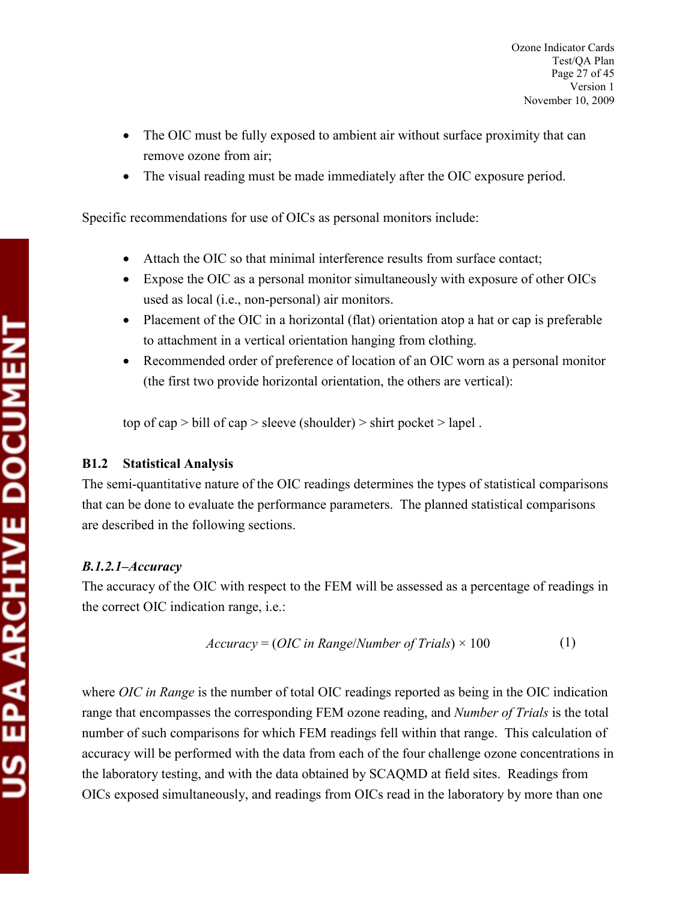- The OIC must be fully exposed to ambient air without surface proximity that can remove ozone from air;
- The visual reading must be made immediately after the OIC exposure period.

Specific recommendations for use of OICs as personal monitors include:

- Attach the OIC so that minimal interference results from surface contact;
- Expose the OIC as a personal monitor simultaneously with exposure of other OICs used as local (i.e., non-personal) air monitors.
- Placement of the OIC in a horizontal (flat) orientation atop a hat or cap is preferable to attachment in a vertical orientation hanging from clothing.
- Recommended order of preference of location of an OIC worn as a personal monitor (the first two provide horizontal orientation, the others are vertical):

top of cap > bill of cap > sleeve (shoulder) > shirt pocket > lapel .

### B1.2 Statistical Analysis

The semi-quantitative nature of the OIC readings determines the types of statistical comparisons that can be done to evaluate the performance parameters. The planned statistical comparisons are described in the following sections.

#### *B.1.2.1–Accuracy*

The accuracy of the OIC with respect to the FEM will be assessed as a percentage of readings in the correct OIC indication range, i.e.:

$$Accuracy = (OIC\ in\ Range/Number\ of\ Trials) \times 100 \qquad (1)$$

where *OIC in Range* is the number of total OIC readings reported as being in the OIC indication range that encompasses the corresponding FEM ozone reading, and *Number of Trials* is the total number of such comparisons for which FEM readings fell within that range. This calculation of accuracy will be performed with the data from each of the four challenge ozone concentrations in the laboratory testing, and with the data obtained by SCAQMD at field sites. Readings from OICs exposed simultaneously, and readings from OICs read in the laboratory by more than one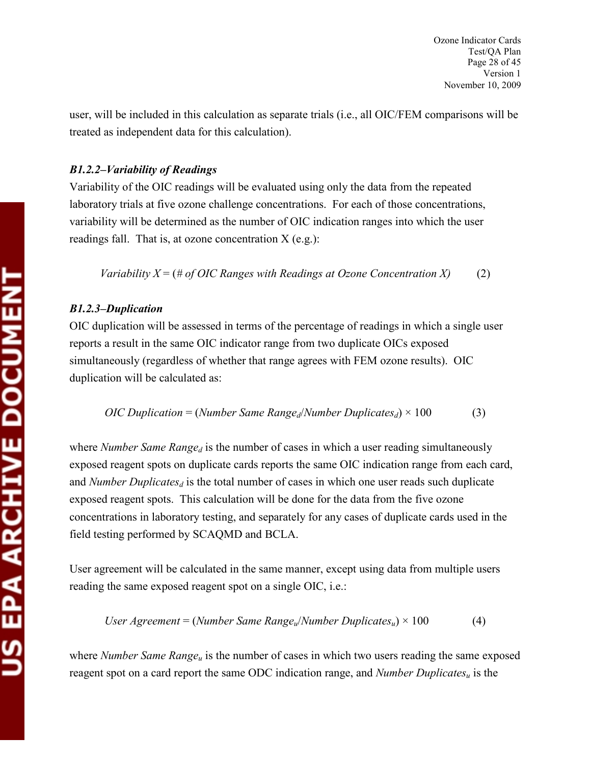user, will be included in this calculation as separate trials (i.e., all OIC/FEM comparisons will be treated as independent data for this calculation).

***B1.2.2–Variability of Readings***

Variability of the OIC readings will be evaluated using only the data from the repeated laboratory trials at five ozone challenge concentrations. For each of those concentrations, variability will be determined as the number of OIC indication ranges into which the user readings fall. That is, at ozone concentration X (e.g.):

$$\textit{Variability } X = (\textit{\# of OIC Ranges with Readings at Ozone Concentration X}) \qquad (2)$$

***B1.2.3–Duplication***

OIC duplication will be assessed in terms of the percentage of readings in which a single user reports a result in the same OIC indicator range from two duplicate OICs exposed simultaneously (regardless of whether that range agrees with FEM ozone results). OIC duplication will be calculated as:

$$\textit{OIC Duplication} = (\textit{Number Same Range}_d / \textit{Number Duplicates}_d) \times 100 \qquad (3)$$

where *Number Same Range*$_d$ is the number of cases in which a user reading simultaneously exposed reagent spots on duplicate cards reports the same OIC indication range from each card, and *Number Duplicates*$_d$ is the total number of cases in which one user reads such duplicate exposed reagent spots. This calculation will be done for the data from the five ozone concentrations in laboratory testing, and separately for any cases of duplicate cards used in the field testing performed by SCAQMD and BCLA.

User agreement will be calculated in the same manner, except using data from multiple users reading the same exposed reagent spot on a single OIC, i.e.:

$$\textit{User Agreement} = (\textit{Number Same Range}_u / \textit{Number Duplicates}_u) \times 100 \qquad (4)$$

where *Number Same Range*$_u$ is the number of cases in which two users reading the same exposed reagent spot on a card report the same ODC indication range, and *Number Duplicates*$_u$ is the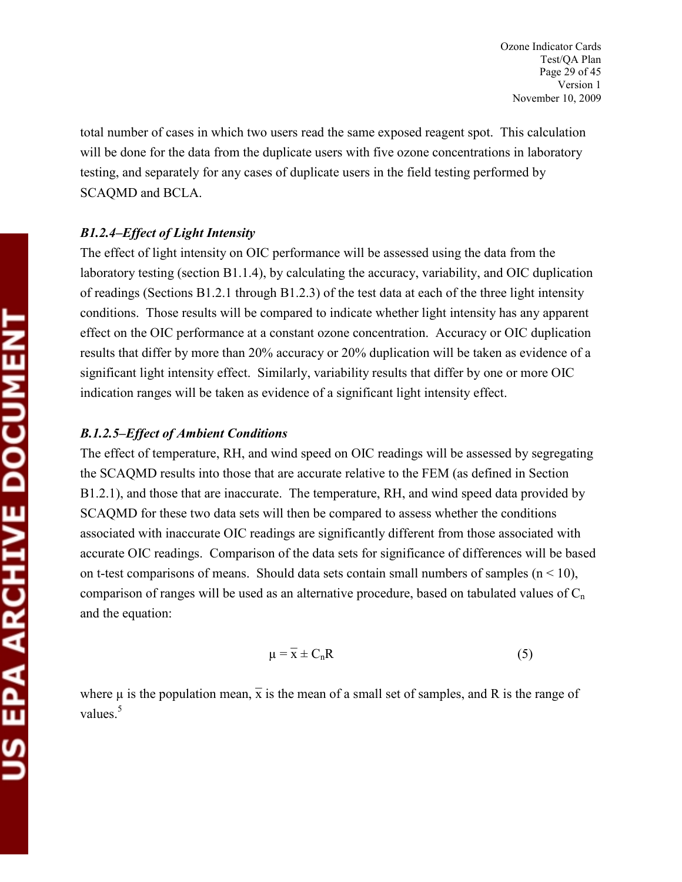total number of cases in which two users read the same exposed reagent spot. This calculation will be done for the data from the duplicate users with five ozone concentrations in laboratory testing, and separately for any cases of duplicate users in the field testing performed by SCAQMD and BCLA.

### *B1.2.4–Effect of Light Intensity*

The effect of light intensity on OIC performance will be assessed using the data from the laboratory testing (section B1.1.4), by calculating the accuracy, variability, and OIC duplication of readings (Sections B1.2.1 through B1.2.3) of the test data at each of the three light intensity conditions. Those results will be compared to indicate whether light intensity has any apparent effect on the OIC performance at a constant ozone concentration. Accuracy or OIC duplication results that differ by more than 20% accuracy or 20% duplication will be taken as evidence of a significant light intensity effect. Similarly, variability results that differ by one or more OIC indication ranges will be taken as evidence of a significant light intensity effect.

### *B.1.2.5–Effect of Ambient Conditions*

The effect of temperature, RH, and wind speed on OIC readings will be assessed by segregating the SCAQMD results into those that are accurate relative to the FEM (as defined in Section B1.2.1), and those that are inaccurate. The temperature, RH, and wind speed data provided by SCAQMD for these two data sets will then be compared to assess whether the conditions associated with inaccurate OIC readings are significantly different from those associated with accurate OIC readings. Comparison of the data sets for significance of differences will be based on t-test comparisons of means. Should data sets contain small numbers of samples ($n < 10$), comparison of ranges will be used as an alternative procedure, based on tabulated values of $C_n$ and the equation:

$$\mu = \bar{x} \pm C_n R \qquad (5)$$

where $\mu$ is the population mean, $\bar{x}$ is the mean of a small set of samples, and R is the range of values.[5]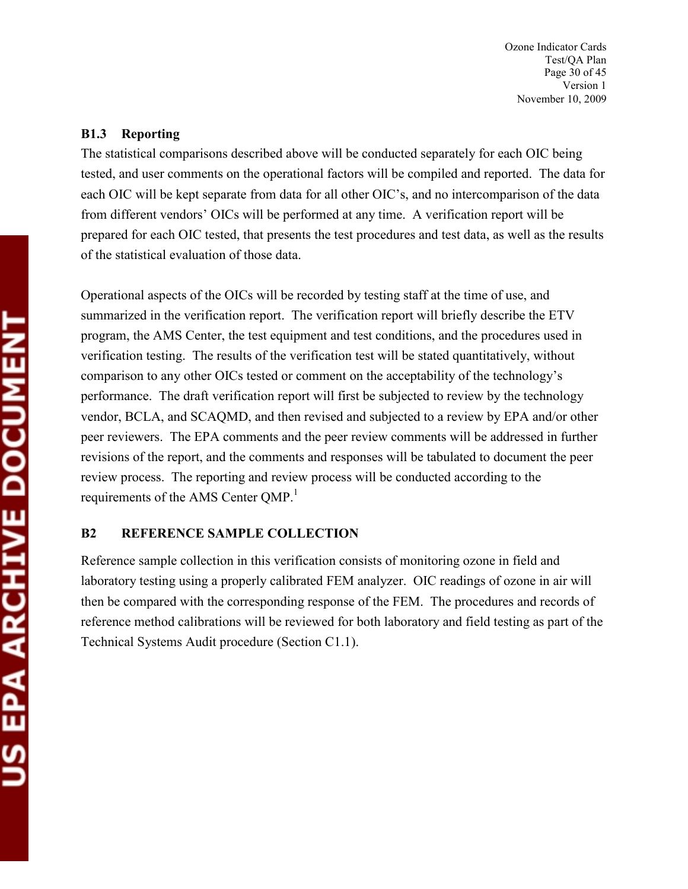### B1.3 Reporting

The statistical comparisons described above will be conducted separately for each OIC being tested, and user comments on the operational factors will be compiled and reported. The data for each OIC will be kept separate from data for all other OIC's, and no intercomparison of the data from different vendors' OICs will be performed at any time. A verification report will be prepared for each OIC tested, that presents the test procedures and test data, as well as the results of the statistical evaluation of those data.

Operational aspects of the OICs will be recorded by testing staff at the time of use, and summarized in the verification report. The verification report will briefly describe the ETV program, the AMS Center, the test equipment and test conditions, and the procedures used in verification testing. The results of the verification test will be stated quantitatively, without comparison to any other OICs tested or comment on the acceptability of the technology's performance. The draft verification report will first be subjected to review by the technology vendor, BCLA, and SCAQMD, and then revised and subjected to a review by EPA and/or other peer reviewers. The EPA comments and the peer review comments will be addressed in further revisions of the report, and the comments and responses will be tabulated to document the peer review process. The reporting and review process will be conducted according to the requirements of the AMS Center QMP.[1]

## B2 REFERENCE SAMPLE COLLECTION

Reference sample collection in this verification consists of monitoring ozone in field and laboratory testing using a properly calibrated FEM analyzer. OIC readings of ozone in air will then be compared with the corresponding response of the FEM. The procedures and records of reference method calibrations will be reviewed for both laboratory and field testing as part of the Technical Systems Audit procedure (Section C1.1).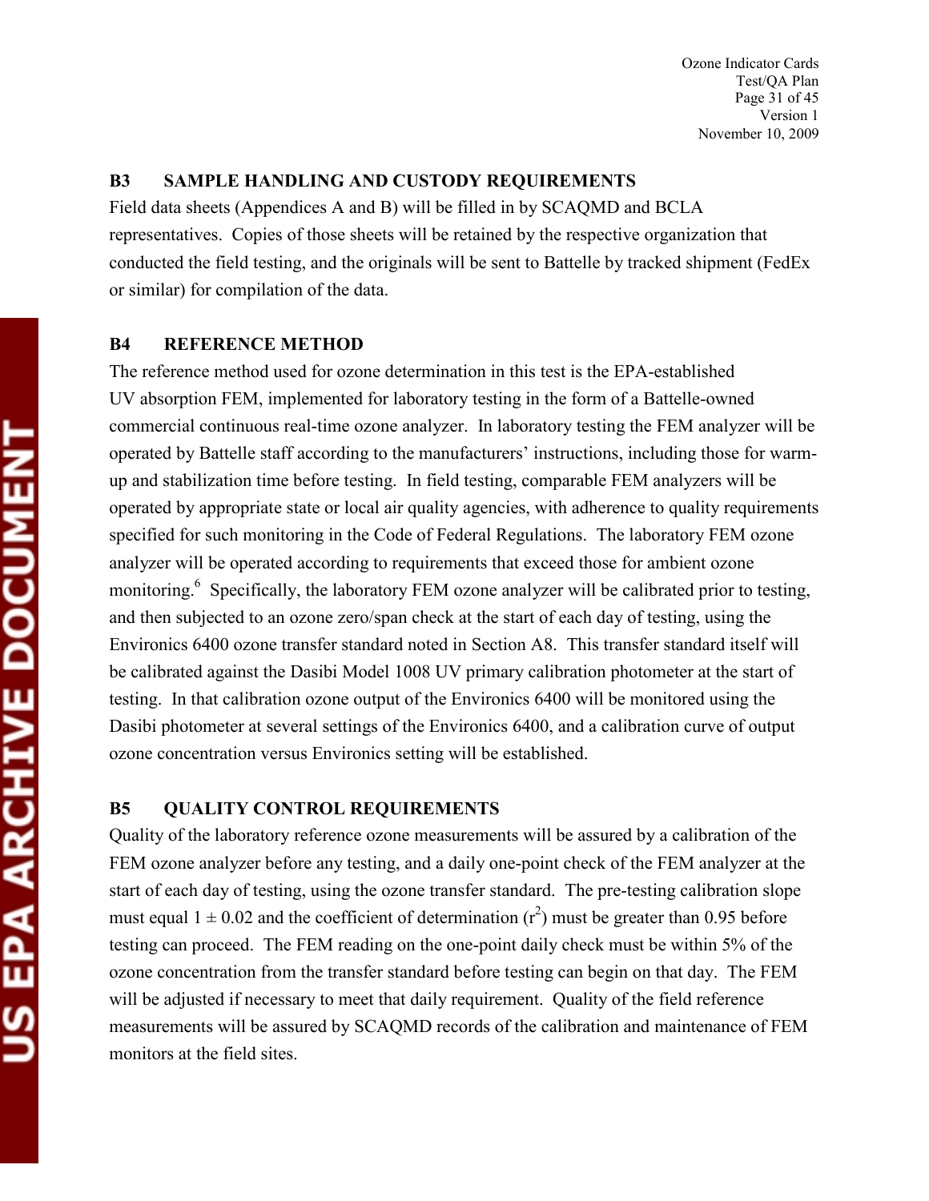## B3 SAMPLE HANDLING AND CUSTODY REQUIREMENTS

Field data sheets (Appendices A and B) will be filled in by SCAQMD and BCLA representatives. Copies of those sheets will be retained by the respective organization that conducted the field testing, and the originals will be sent to Battelle by tracked shipment (FedEx or similar) for compilation of the data.

## B4 REFERENCE METHOD

The reference method used for ozone determination in this test is the EPA-established UV absorption FEM, implemented for laboratory testing in the form of a Battelle-owned commercial continuous real-time ozone analyzer. In laboratory testing the FEM analyzer will be operated by Battelle staff according to the manufacturers' instructions, including those for warm-up and stabilization time before testing. In field testing, comparable FEM analyzers will be operated by appropriate state or local air quality agencies, with adherence to quality requirements specified for such monitoring in the Code of Federal Regulations. The laboratory FEM ozone analyzer will be operated according to requirements that exceed those for ambient ozone monitoring.[6] Specifically, the laboratory FEM ozone analyzer will be calibrated prior to testing, and then subjected to an ozone zero/span check at the start of each day of testing, using the Environics 6400 ozone transfer standard noted in Section A8. This transfer standard itself will be calibrated against the Dasibi Model 1008 UV primary calibration photometer at the start of testing. In that calibration ozone output of the Environics 6400 will be monitored using the Dasibi photometer at several settings of the Environics 6400, and a calibration curve of output ozone concentration versus Environics setting will be established.

## B5 QUALITY CONTROL REQUIREMENTS

Quality of the laboratory reference ozone measurements will be assured by a calibration of the FEM ozone analyzer before any testing, and a daily one-point check of the FEM analyzer at the start of each day of testing, using the ozone transfer standard. The pre-testing calibration slope must equal $1 \pm 0.02$ and the coefficient of determination ($r^2$) must be greater than 0.95 before testing can proceed. The FEM reading on the one-point daily check must be within 5% of the ozone concentration from the transfer standard before testing can begin on that day. The FEM will be adjusted if necessary to meet that daily requirement. Quality of the field reference measurements will be assured by SCAQMD records of the calibration and maintenance of FEM monitors at the field sites.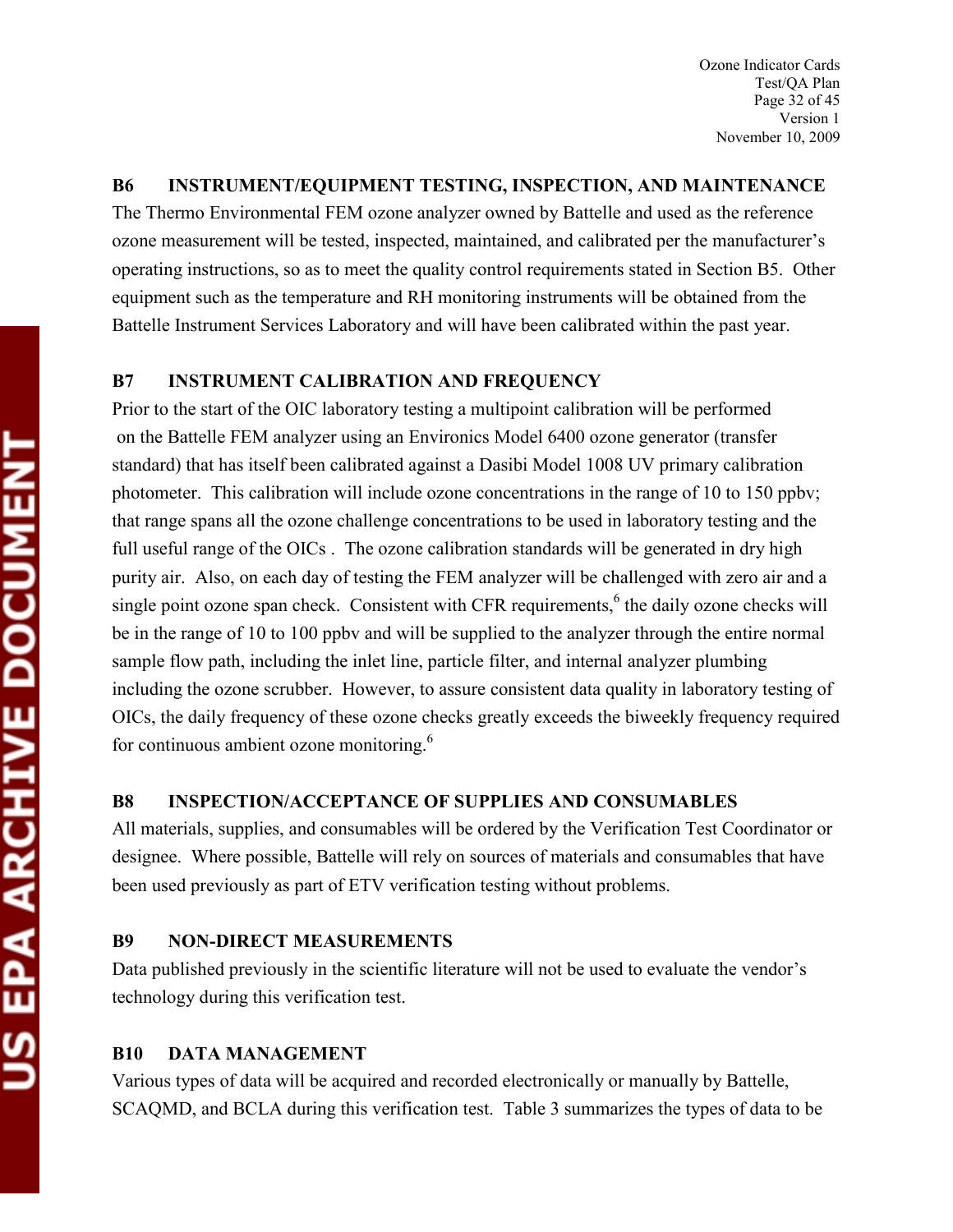## B6 INSTRUMENT/EQUIPMENT TESTING, INSPECTION, AND MAINTENANCE

The Thermo Environmental FEM ozone analyzer owned by Battelle and used as the reference ozone measurement will be tested, inspected, maintained, and calibrated per the manufacturer's operating instructions, so as to meet the quality control requirements stated in Section B5. Other equipment such as the temperature and RH monitoring instruments will be obtained from the Battelle Instrument Services Laboratory and will have been calibrated within the past year.

## B7 INSTRUMENT CALIBRATION AND FREQUENCY

Prior to the start of the OIC laboratory testing a multipoint calibration will be performed on the Battelle FEM analyzer using an Environics Model 6400 ozone generator (transfer standard) that has itself been calibrated against a Dasibi Model 1008 UV primary calibration photometer. This calibration will include ozone concentrations in the range of 10 to 150 ppbv; that range spans all the ozone challenge concentrations to be used in laboratory testing and the full useful range of the OICs . The ozone calibration standards will be generated in dry high purity air. Also, on each day of testing the FEM analyzer will be challenged with zero air and a single point ozone span check. Consistent with CFR requirements,[6] the daily ozone checks will be in the range of 10 to 100 ppbv and will be supplied to the analyzer through the entire normal sample flow path, including the inlet line, particle filter, and internal analyzer plumbing including the ozone scrubber. However, to assure consistent data quality in laboratory testing of OICs, the daily frequency of these ozone checks greatly exceeds the biweekly frequency required for continuous ambient ozone monitoring.[6]

## B8 INSPECTION/ACCEPTANCE OF SUPPLIES AND CONSUMABLES

All materials, supplies, and consumables will be ordered by the Verification Test Coordinator or designee. Where possible, Battelle will rely on sources of materials and consumables that have been used previously as part of ETV verification testing without problems.

## B9 NON-DIRECT MEASUREMENTS

Data published previously in the scientific literature will not be used to evaluate the vendor's technology during this verification test.

## B10 DATA MANAGEMENT

Various types of data will be acquired and recorded electronically or manually by Battelle, SCAQMD, and BCLA during this verification test. Table 3 summarizes the types of data to be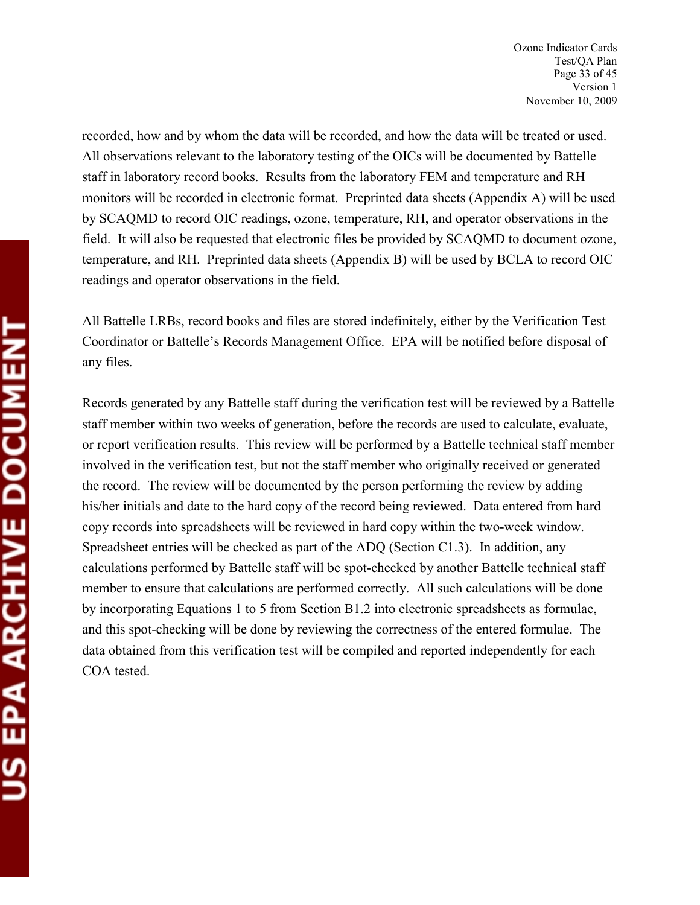recorded, how and by whom the data will be recorded, and how the data will be treated or used. All observations relevant to the laboratory testing of the OICs will be documented by Battelle staff in laboratory record books. Results from the laboratory FEM and temperature and RH monitors will be recorded in electronic format. Preprinted data sheets (Appendix A) will be used by SCAQMD to record OIC readings, ozone, temperature, RH, and operator observations in the field. It will also be requested that electronic files be provided by SCAQMD to document ozone, temperature, and RH. Preprinted data sheets (Appendix B) will be used by BCLA to record OIC readings and operator observations in the field.

All Battelle LRBs, record books and files are stored indefinitely, either by the Verification Test Coordinator or Battelle's Records Management Office. EPA will be notified before disposal of any files.

Records generated by any Battelle staff during the verification test will be reviewed by a Battelle staff member within two weeks of generation, before the records are used to calculate, evaluate, or report verification results. This review will be performed by a Battelle technical staff member involved in the verification test, but not the staff member who originally received or generated the record. The review will be documented by the person performing the review by adding his/her initials and date to the hard copy of the record being reviewed. Data entered from hard copy records into spreadsheets will be reviewed in hard copy within the two-week window. Spreadsheet entries will be checked as part of the ADQ (Section C1.3). In addition, any calculations performed by Battelle staff will be spot-checked by another Battelle technical staff member to ensure that calculations are performed correctly. All such calculations will be done by incorporating Equations 1 to 5 from Section B1.2 into electronic spreadsheets as formulae, and this spot-checking will be done by reviewing the correctness of the entered formulae. The data obtained from this verification test will be compiled and reported independently for each COA tested.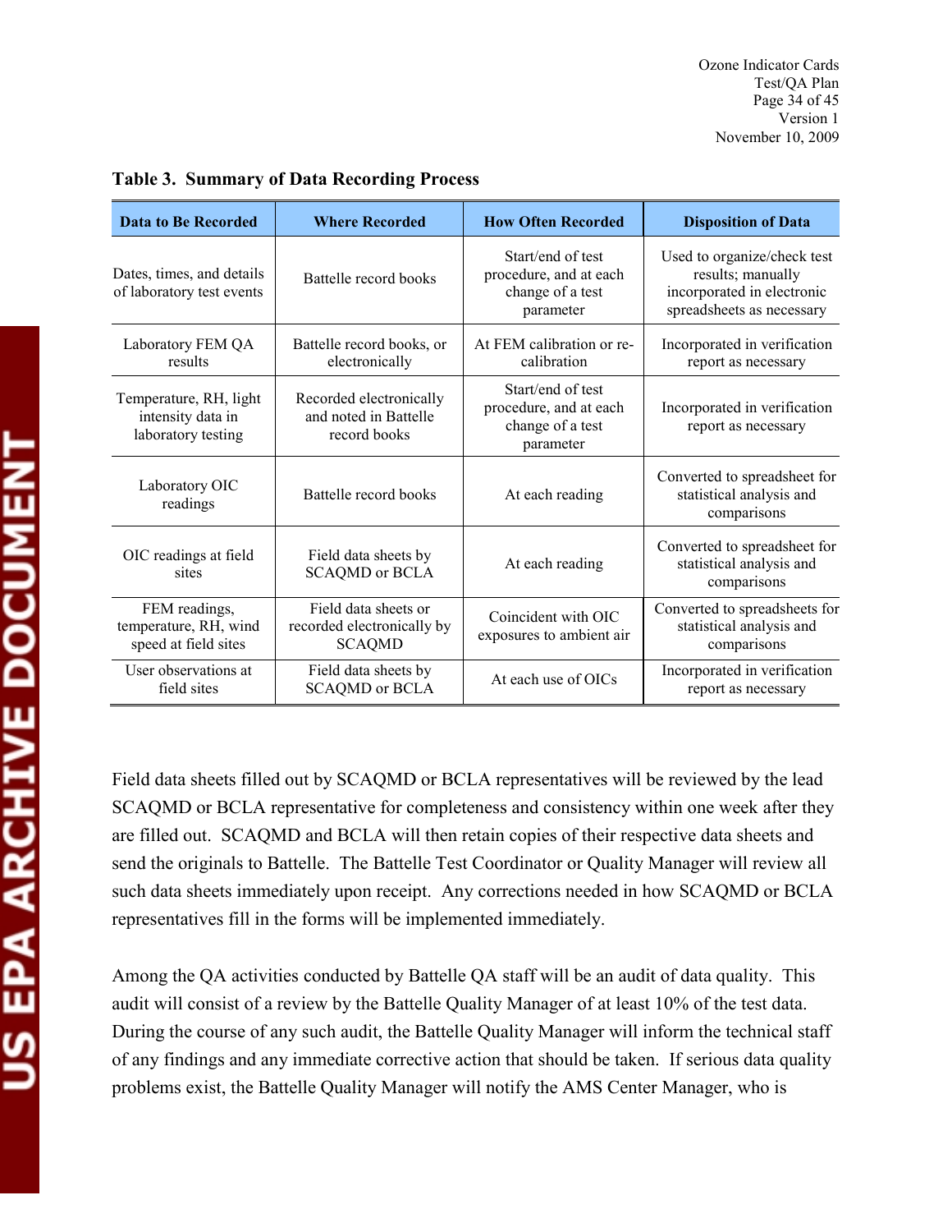**Table 3. Summary of Data Recording Process**

| Data to Be Recorded | Where Recorded | How Often Recorded | Disposition of Data |
|---|---|---|---|
| Dates, times, and details of laboratory test events | Battelle record books | Start/end of test procedure, and at each change of a test parameter | Used to organize/check test results; manually incorporated in electronic spreadsheets as necessary |
| Laboratory FEM QA results | Battelle record books, or electronically | At FEM calibration or re-calibration | Incorporated in verification report as necessary |
| Temperature, RH, light intensity data in laboratory testing | Recorded electronically and noted in Battelle record books | Start/end of test procedure, and at each change of a test parameter | Incorporated in verification report as necessary |
| Laboratory OIC readings | Battelle record books | At each reading | Converted to spreadsheet for statistical analysis and comparisons |
| OIC readings at field sites | Field data sheets by SCAQMD or BCLA | At each reading | Converted to spreadsheet for statistical analysis and comparisons |
| FEM readings, temperature, RH, wind speed at field sites | Field data sheets or recorded electronically by SCAQMD | Coincident with OIC exposures to ambient air | Converted to spreadsheets for statistical analysis and comparisons |
| User observations at field sites | Field data sheets by SCAQMD or BCLA | At each use of OICs | Incorporated in verification report as necessary |

Field data sheets filled out by SCAQMD or BCLA representatives will be reviewed by the lead SCAQMD or BCLA representative for completeness and consistency within one week after they are filled out. SCAQMD and BCLA will then retain copies of their respective data sheets and send the originals to Battelle. The Battelle Test Coordinator or Quality Manager will review all such data sheets immediately upon receipt. Any corrections needed in how SCAQMD or BCLA representatives fill in the forms will be implemented immediately.

Among the QA activities conducted by Battelle QA staff will be an audit of data quality. This audit will consist of a review by the Battelle Quality Manager of at least 10% of the test data. During the course of any such audit, the Battelle Quality Manager will inform the technical staff of any findings and any immediate corrective action that should be taken. If serious data quality problems exist, the Battelle Quality Manager will notify the AMS Center Manager, who is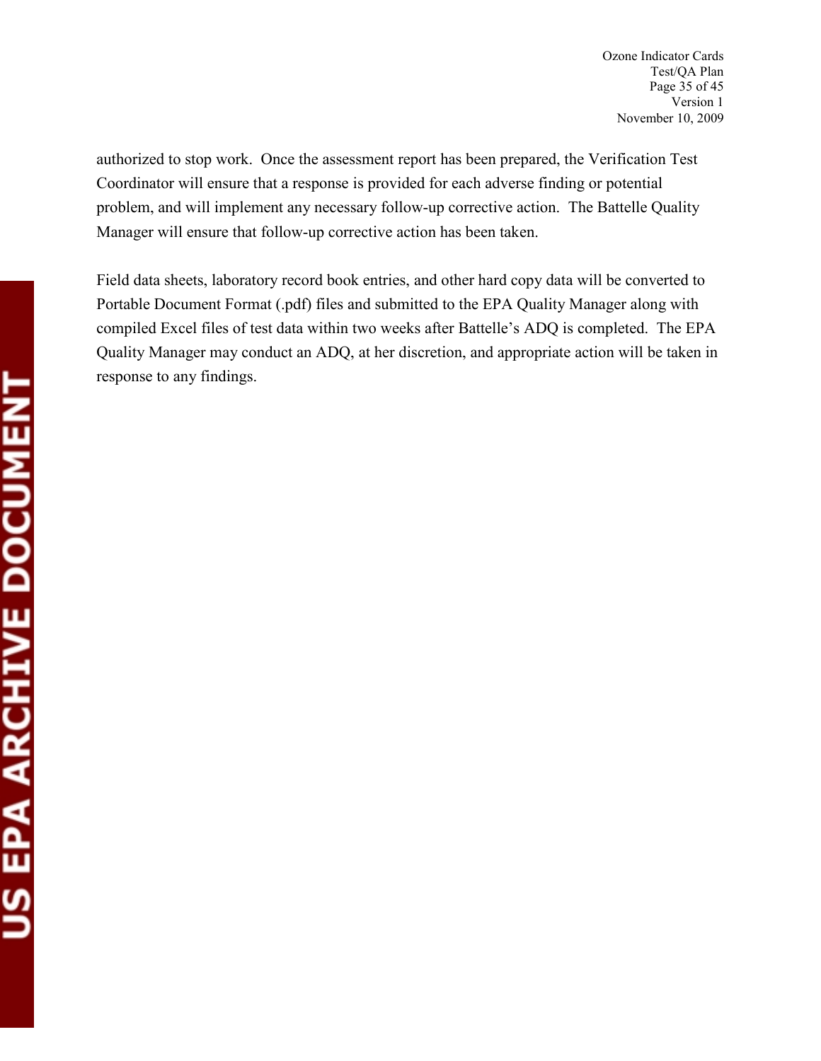authorized to stop work. Once the assessment report has been prepared, the Verification Test Coordinator will ensure that a response is provided for each adverse finding or potential problem, and will implement any necessary follow-up corrective action. The Battelle Quality Manager will ensure that follow-up corrective action has been taken.

Field data sheets, laboratory record book entries, and other hard copy data will be converted to Portable Document Format (.pdf) files and submitted to the EPA Quality Manager along with compiled Excel files of test data within two weeks after Battelle's ADQ is completed. The EPA Quality Manager may conduct an ADQ, at her discretion, and appropriate action will be taken in response to any findings.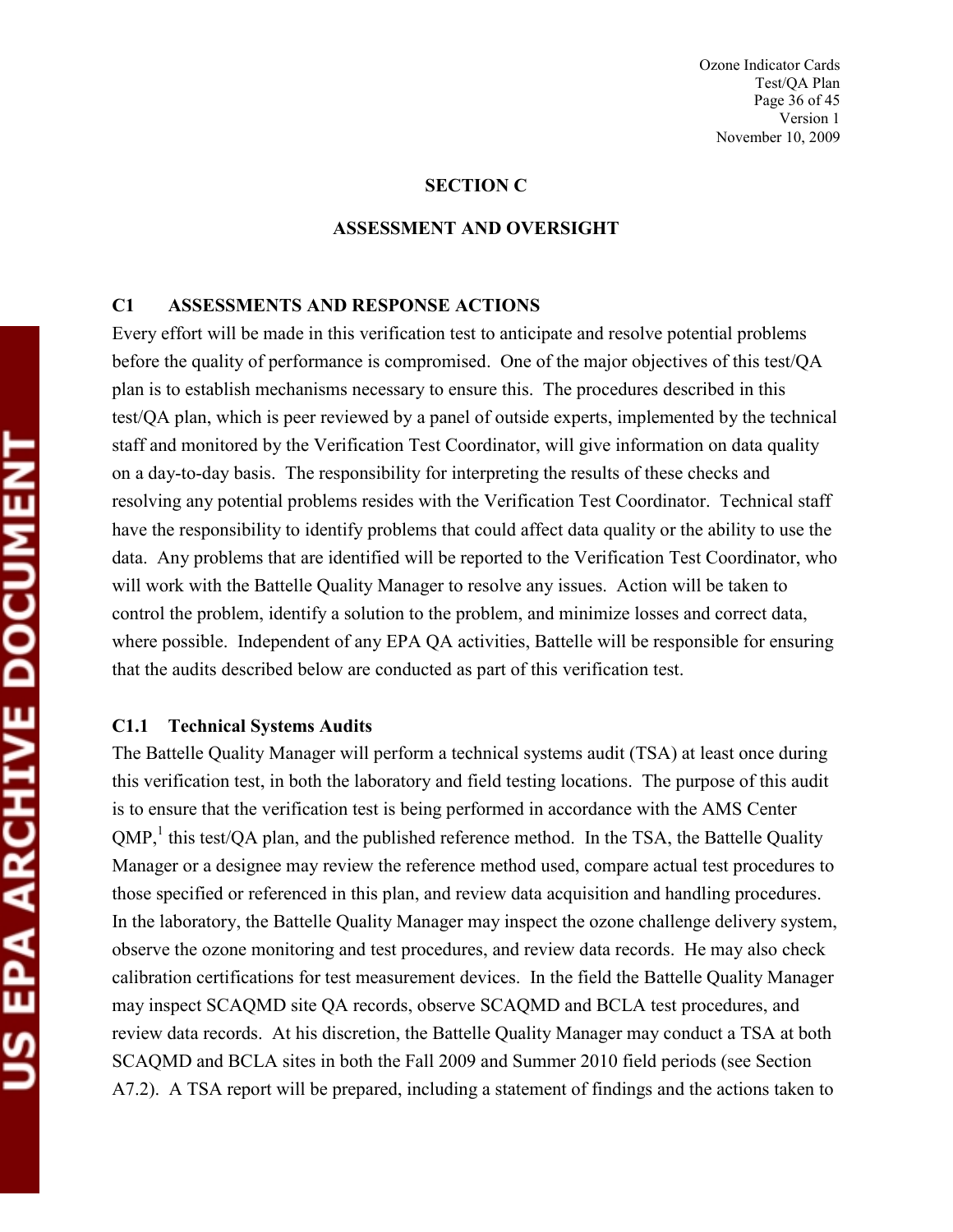# SECTION C

# ASSESSMENT AND OVERSIGHT

## C1 ASSESSMENTS AND RESPONSE ACTIONS

Every effort will be made in this verification test to anticipate and resolve potential problems before the quality of performance is compromised. One of the major objectives of this test/QA plan is to establish mechanisms necessary to ensure this. The procedures described in this test/QA plan, which is peer reviewed by a panel of outside experts, implemented by the technical staff and monitored by the Verification Test Coordinator, will give information on data quality on a day-to-day basis. The responsibility for interpreting the results of these checks and resolving any potential problems resides with the Verification Test Coordinator. Technical staff have the responsibility to identify problems that could affect data quality or the ability to use the data. Any problems that are identified will be reported to the Verification Test Coordinator, who will work with the Battelle Quality Manager to resolve any issues. Action will be taken to control the problem, identify a solution to the problem, and minimize losses and correct data, where possible. Independent of any EPA QA activities, Battelle will be responsible for ensuring that the audits described below are conducted as part of this verification test.

### C1.1 Technical Systems Audits

The Battelle Quality Manager will perform a technical systems audit (TSA) at least once during this verification test, in both the laboratory and field testing locations. The purpose of this audit is to ensure that the verification test is being performed in accordance with the AMS Center QMP,[1] this test/QA plan, and the published reference method. In the TSA, the Battelle Quality Manager or a designee may review the reference method used, compare actual test procedures to those specified or referenced in this plan, and review data acquisition and handling procedures. In the laboratory, the Battelle Quality Manager may inspect the ozone challenge delivery system, observe the ozone monitoring and test procedures, and review data records. He may also check calibration certifications for test measurement devices. In the field the Battelle Quality Manager may inspect SCAQMD site QA records, observe SCAQMD and BCLA test procedures, and review data records. At his discretion, the Battelle Quality Manager may conduct a TSA at both SCAQMD and BCLA sites in both the Fall 2009 and Summer 2010 field periods (see Section A7.2). A TSA report will be prepared, including a statement of findings and the actions taken to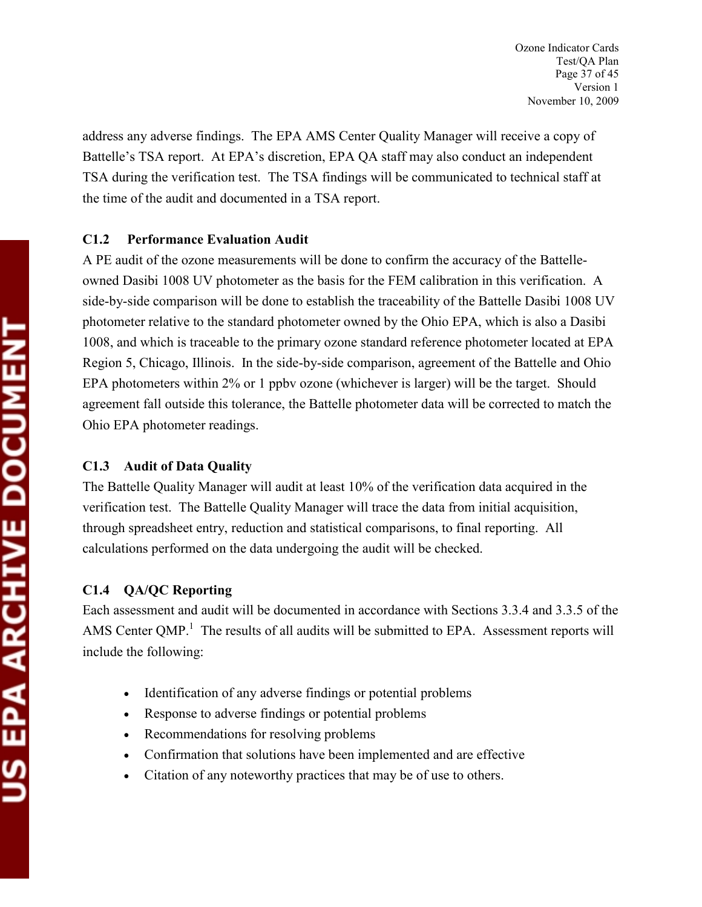address any adverse findings. The EPA AMS Center Quality Manager will receive a copy of Battelle's TSA report. At EPA's discretion, EPA QA staff may also conduct an independent TSA during the verification test. The TSA findings will be communicated to technical staff at the time of the audit and documented in a TSA report.

### C1.2 Performance Evaluation Audit

A PE audit of the ozone measurements will be done to confirm the accuracy of the Battelle-owned Dasibi 1008 UV photometer as the basis for the FEM calibration in this verification. A side-by-side comparison will be done to establish the traceability of the Battelle Dasibi 1008 UV photometer relative to the standard photometer owned by the Ohio EPA, which is also a Dasibi 1008, and which is traceable to the primary ozone standard reference photometer located at EPA Region 5, Chicago, Illinois. In the side-by-side comparison, agreement of the Battelle and Ohio EPA photometers within 2% or 1 ppbv ozone (whichever is larger) will be the target. Should agreement fall outside this tolerance, the Battelle photometer data will be corrected to match the Ohio EPA photometer readings.

### C1.3 Audit of Data Quality

The Battelle Quality Manager will audit at least 10% of the verification data acquired in the verification test. The Battelle Quality Manager will trace the data from initial acquisition, through spreadsheet entry, reduction and statistical comparisons, to final reporting. All calculations performed on the data undergoing the audit will be checked.

### C1.4 QA/QC Reporting

Each assessment and audit will be documented in accordance with Sections 3.3.4 and 3.3.5 of the AMS Center QMP.[1] The results of all audits will be submitted to EPA. Assessment reports will include the following:

- Identification of any adverse findings or potential problems
- Response to adverse findings or potential problems
- Recommendations for resolving problems
- Confirmation that solutions have been implemented and are effective
- Citation of any noteworthy practices that may be of use to others.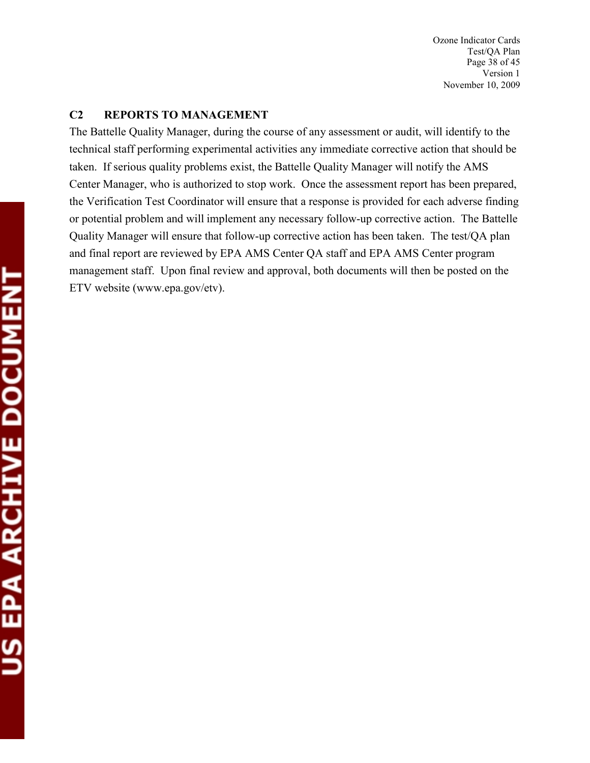## C2 REPORTS TO MANAGEMENT

The Battelle Quality Manager, during the course of any assessment or audit, will identify to the technical staff performing experimental activities any immediate corrective action that should be taken. If serious quality problems exist, the Battelle Quality Manager will notify the AMS Center Manager, who is authorized to stop work. Once the assessment report has been prepared, the Verification Test Coordinator will ensure that a response is provided for each adverse finding or potential problem and will implement any necessary follow-up corrective action. The Battelle Quality Manager will ensure that follow-up corrective action has been taken. The test/QA plan and final report are reviewed by EPA AMS Center QA staff and EPA AMS Center program management staff. Upon final review and approval, both documents will then be posted on the ETV website (www.epa.gov/etv).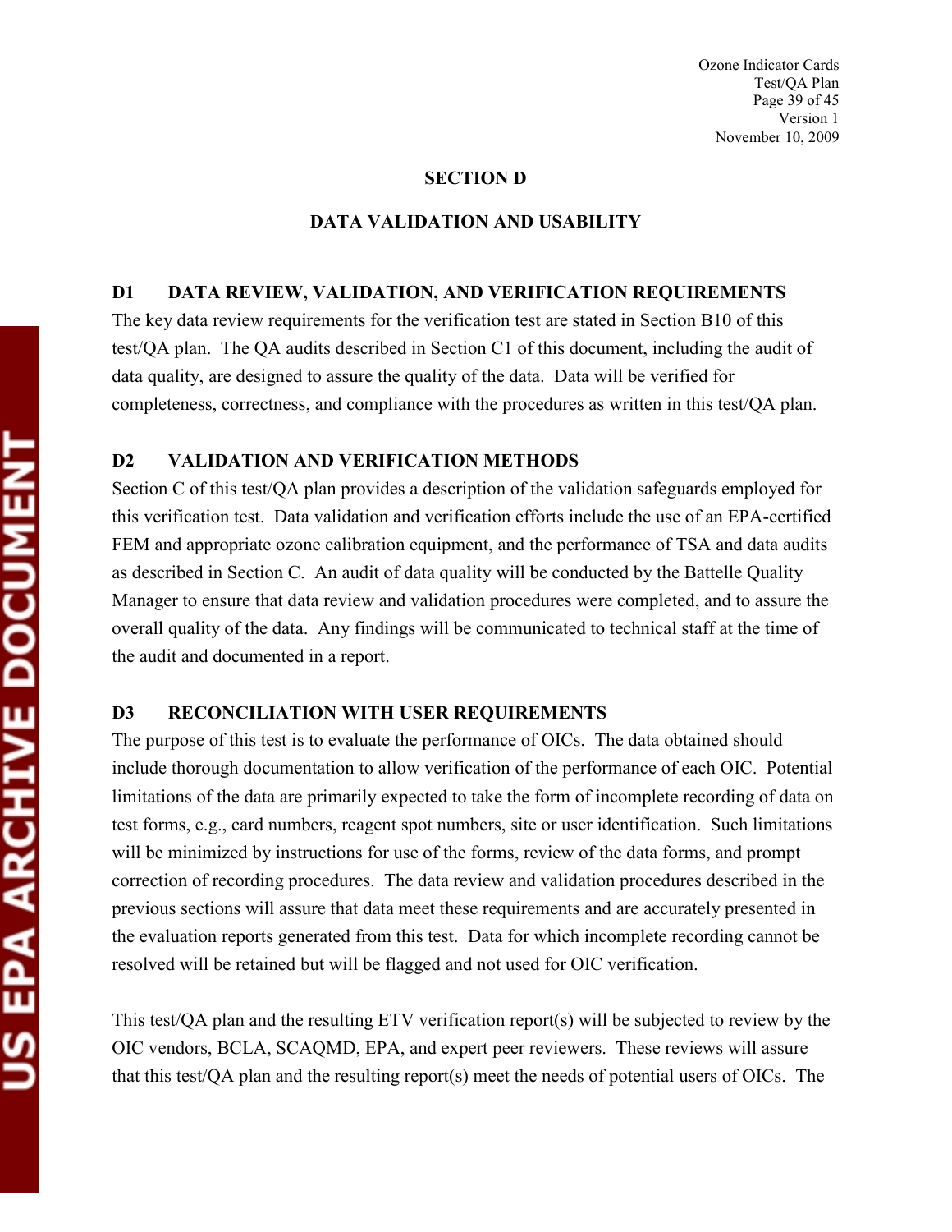## SECTION D

## DATA VALIDATION AND USABILITY

### D1 DATA REVIEW, VALIDATION, AND VERIFICATION REQUIREMENTS

The key data review requirements for the verification test are stated in Section B10 of this test/QA plan. The QA audits described in Section C1 of this document, including the audit of data quality, are designed to assure the quality of the data. Data will be verified for completeness, correctness, and compliance with the procedures as written in this test/QA plan.

### D2 VALIDATION AND VERIFICATION METHODS

Section C of this test/QA plan provides a description of the validation safeguards employed for this verification test. Data validation and verification efforts include the use of an EPA-certified FEM and appropriate ozone calibration equipment, and the performance of TSA and data audits as described in Section C. An audit of data quality will be conducted by the Battelle Quality Manager to ensure that data review and validation procedures were completed, and to assure the overall quality of the data. Any findings will be communicated to technical staff at the time of the audit and documented in a report.

### D3 RECONCILIATION WITH USER REQUIREMENTS

The purpose of this test is to evaluate the performance of OICs. The data obtained should include thorough documentation to allow verification of the performance of each OIC. Potential limitations of the data are primarily expected to take the form of incomplete recording of data on test forms, e.g., card numbers, reagent spot numbers, site or user identification. Such limitations will be minimized by instructions for use of the forms, review of the data forms, and prompt correction of recording procedures. The data review and validation procedures described in the previous sections will assure that data meet these requirements and are accurately presented in the evaluation reports generated from this test. Data for which incomplete recording cannot be resolved will be retained but will be flagged and not used for OIC verification.

This test/QA plan and the resulting ETV verification report(s) will be subjected to review by the OIC vendors, BCLA, SCAQMD, EPA, and expert peer reviewers. These reviews will assure that this test/QA plan and the resulting report(s) meet the needs of potential users of OICs. The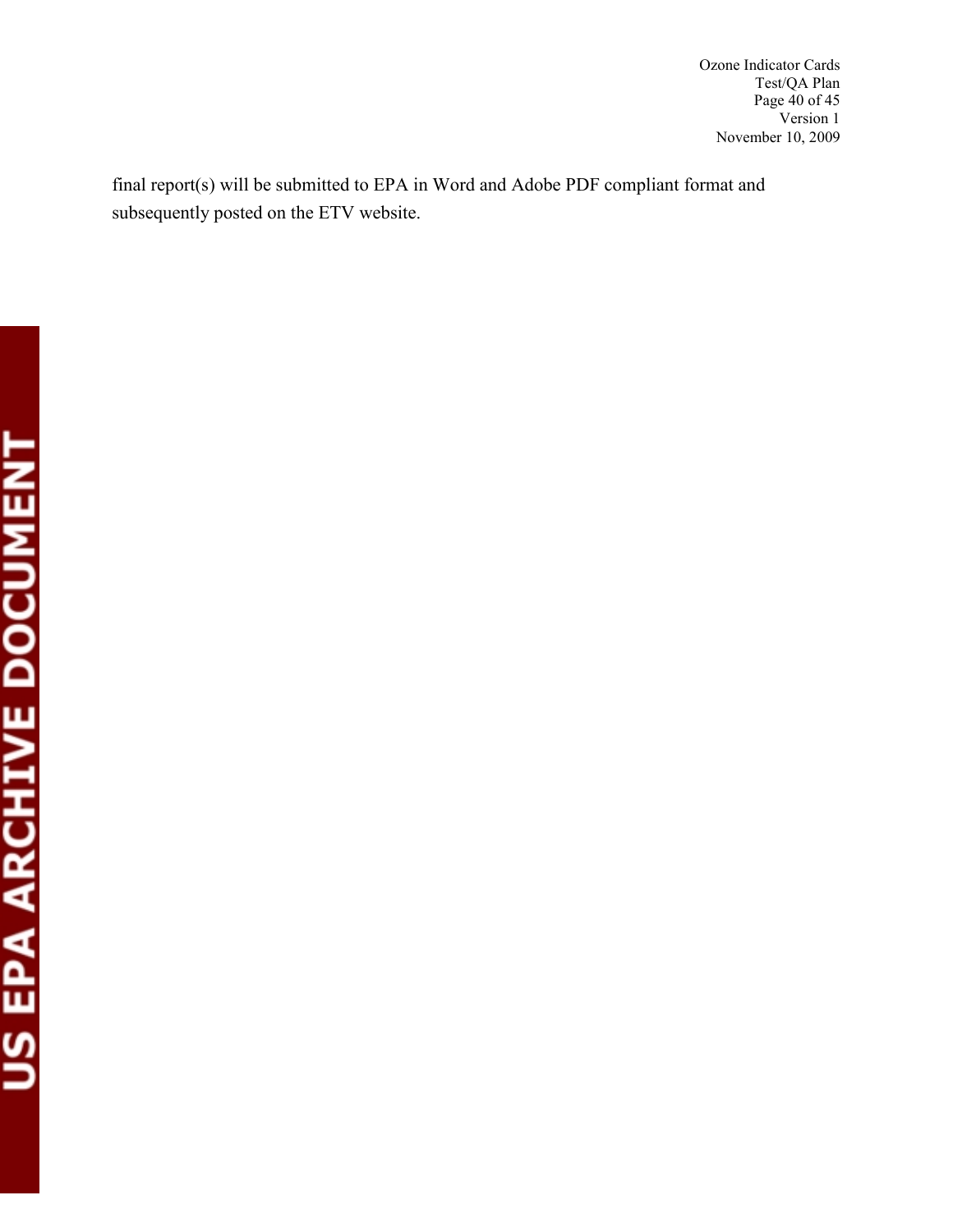final report(s) will be submitted to EPA in Word and Adobe PDF compliant format and subsequently posted on the ETV website.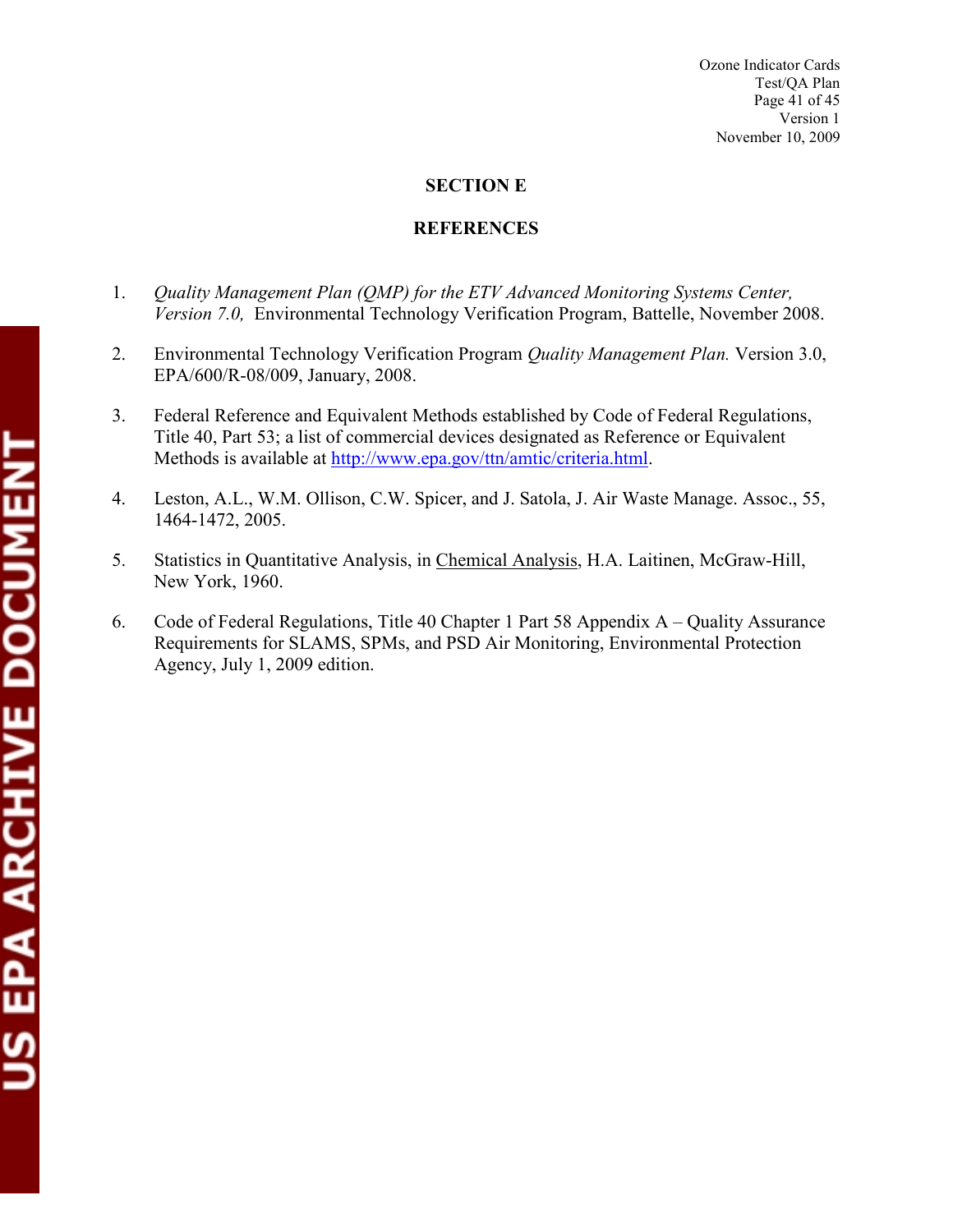## SECTION E

## REFERENCES

1. *Quality Management Plan (QMP) for the ETV Advanced Monitoring Systems Center, Version 7.0,* Environmental Technology Verification Program, Battelle, November 2008.

2. Environmental Technology Verification Program *Quality Management Plan.* Version 3.0, EPA/600/R-08/009, January, 2008.

3. Federal Reference and Equivalent Methods established by Code of Federal Regulations, Title 40, Part 53; a list of commercial devices designated as Reference or Equivalent Methods is available at http://www.epa.gov/ttn/amtic/criteria.html.

4. Leston, A.L., W.M. Ollison, C.W. Spicer, and J. Satola, J. Air Waste Manage. Assoc., 55, 1464-1472, 2005.

5. Statistics in Quantitative Analysis, in Chemical Analysis, H.A. Laitinen, McGraw-Hill, New York, 1960.

6. Code of Federal Regulations, Title 40 Chapter 1 Part 58 Appendix A – Quality Assurance Requirements for SLAMS, SPMs, and PSD Air Monitoring, Environmental Protection Agency, July 1, 2009 edition.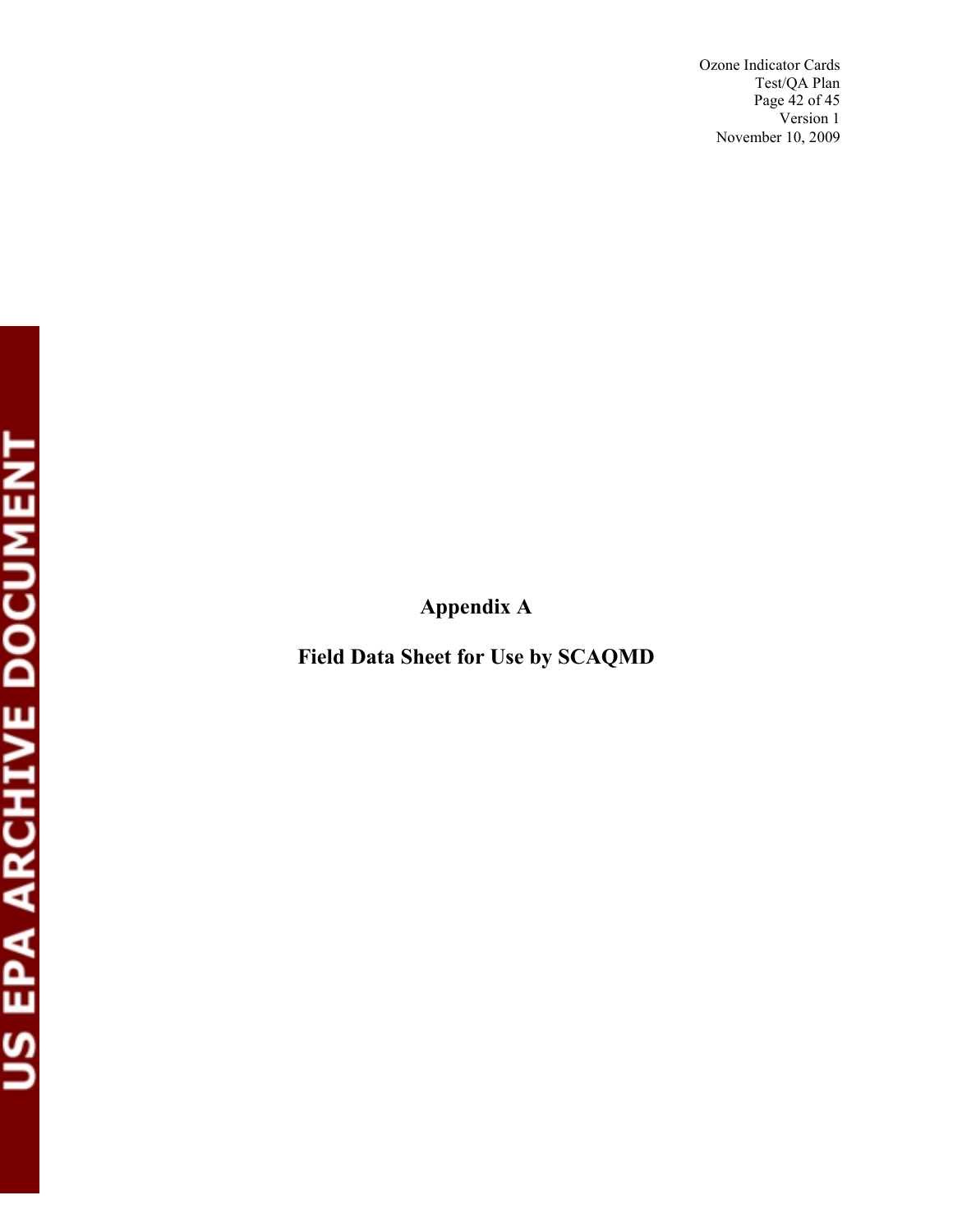# Appendix A

## Field Data Sheet for Use by SCAQMD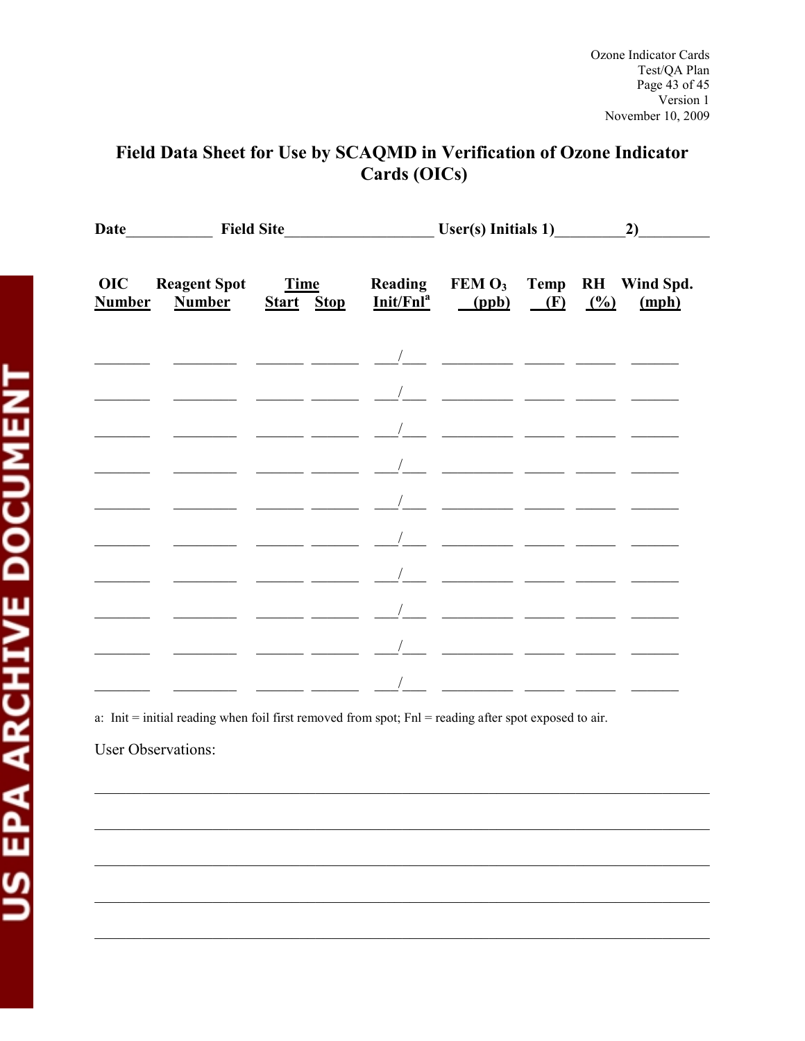## Field Data Sheet for Use by SCAQMD in Verification of Ozone Indicator Cards (OICs)

**Date**___________ **Field Site**___________________ **User(s) Initials 1)**_________**2)**_________

| OIC Number | Reagent Spot Number | Time Start | Time Stop | Reading Init/Fnl[a] | FEM $O_3$ (ppb) | Temp (F) | RH (%) | Wind Spd. (mph) |
|---|---|---|---|---|---|---|---|---|
| | | | | / | | | | |
| | | | | / | | | | |
| | | | | / | | | | |
| | | | | / | | | | |
| | | | | / | | | | |
| | | | | / | | | | |
| | | | | / | | | | |
| | | | | / | | | | |
| | | | | / | | | | |
| | | | | / | | | | |

a: Init = initial reading when foil first removed from spot; Fnl = reading after spot exposed to air.

User Observations:

___________________________________________________________________________

___________________________________________________________________________

___________________________________________________________________________

___________________________________________________________________________

___________________________________________________________________________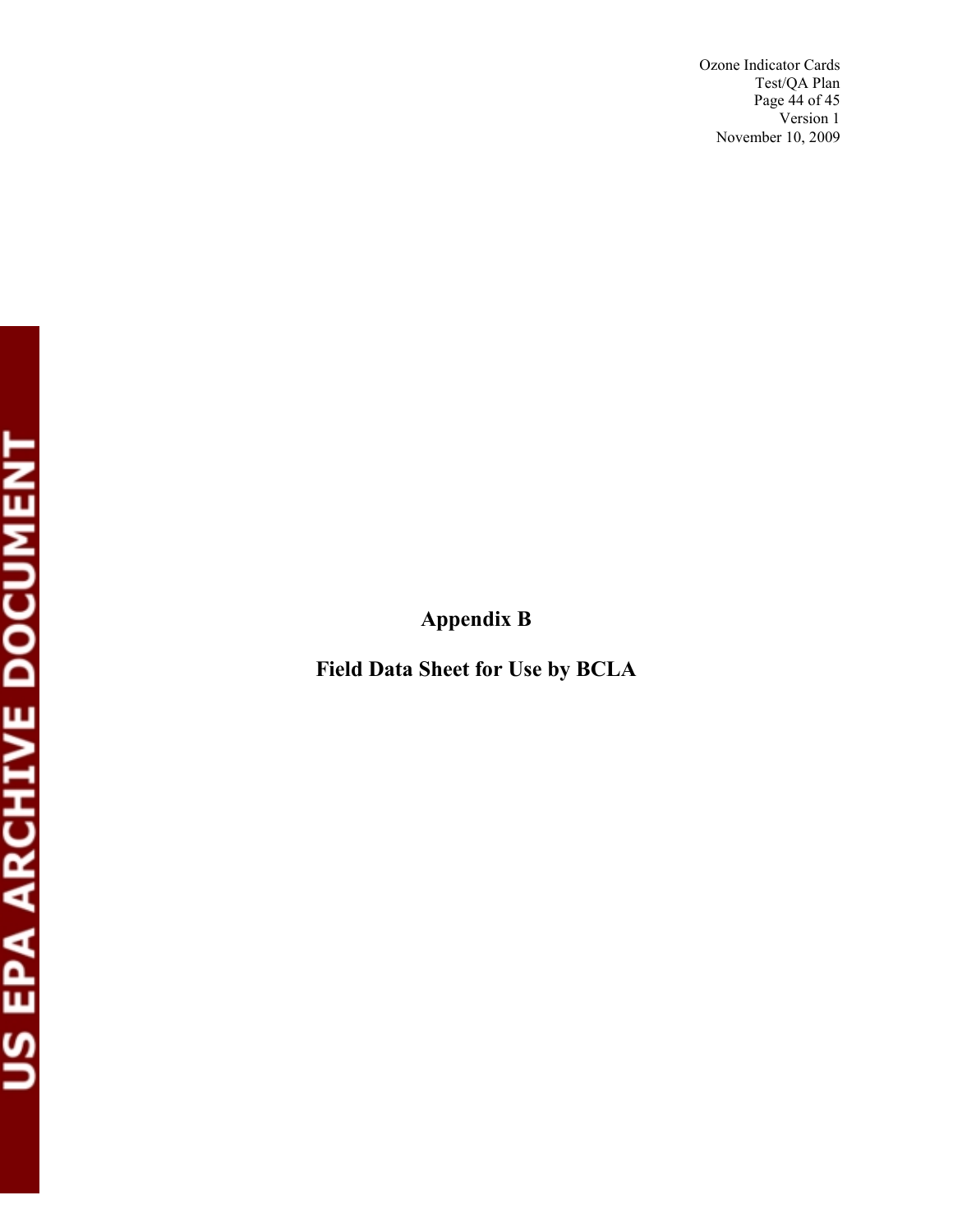# Appendix B

## Field Data Sheet for Use by BCLA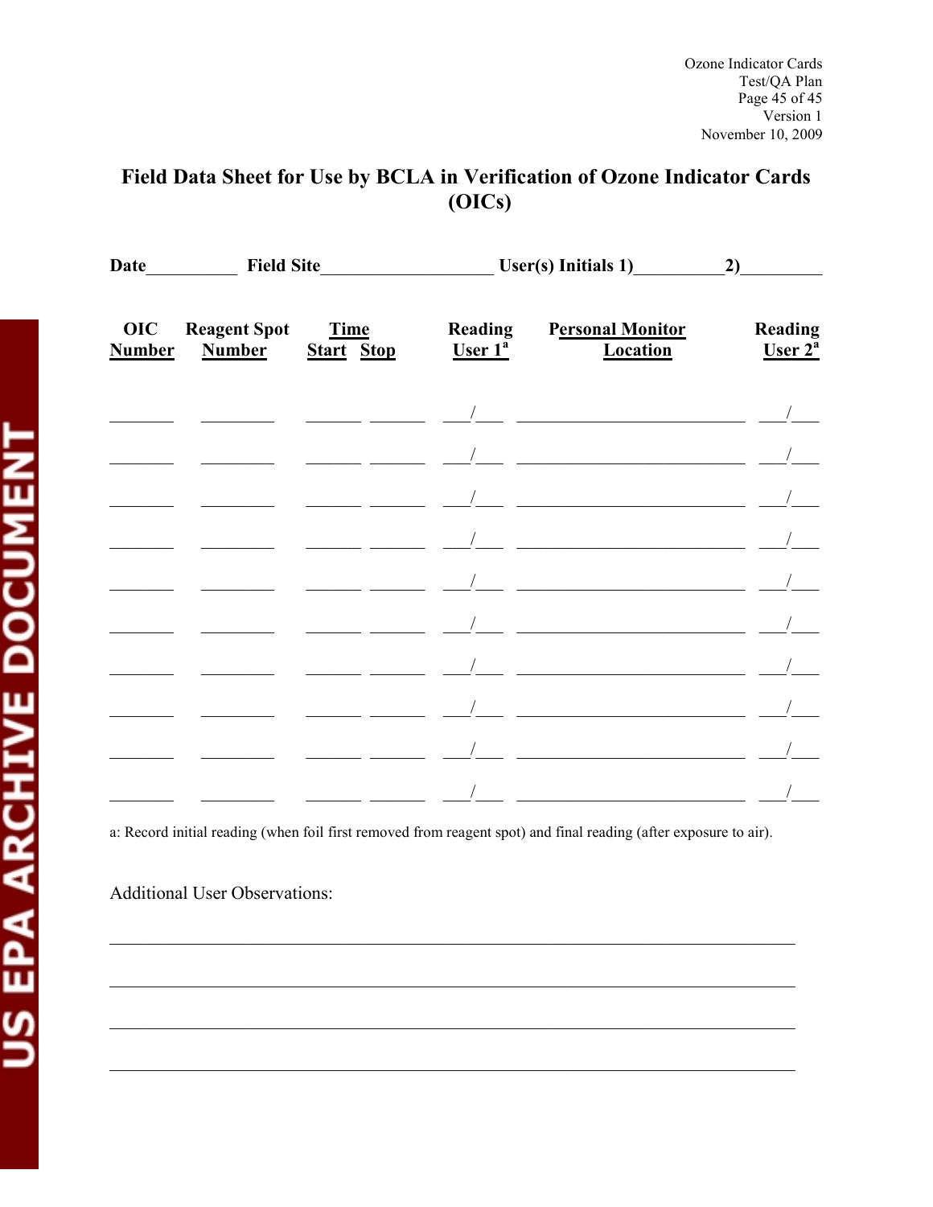# Field Data Sheet for Use by BCLA in Verification of Ozone Indicator Cards (OICs)

**Date**__________ **Field Site**___________________ **User(s) Initials 1)**__________**2)**_________

| OIC Number | Reagent Spot Number | Time Start | Time Stop | Reading User 1[a] | Personal Monitor Location | Reading User 2[a] |
|---|---|---|---|---|---|---|
| _______ | ________ | ______ | ______ | ___/___ | _________________________ | ___/___ |
| _______ | ________ | ______ | ______ | ___/___ | _________________________ | ___/___ |
| _______ | ________ | ______ | ______ | ___/___ | _________________________ | ___/___ |
| _______ | ________ | ______ | ______ | ___/___ | _________________________ | ___/___ |
| _______ | ________ | ______ | ______ | ___/___ | _________________________ | ___/___ |
| _______ | ________ | ______ | ______ | ___/___ | _________________________ | ___/___ |
| _______ | ________ | ______ | ______ | ___/___ | _________________________ | ___/___ |
| _______ | ________ | ______ | ______ | ___/___ | _________________________ | ___/___ |
| _______ | ________ | ______ | ______ | ___/___ | _________________________ | ___/___ |
| _______ | ________ | ______ | ______ | ___/___ | _________________________ | ___/___ |

a: Record initial reading (when foil first removed from reagent spot) and final reading (after exposure to air).

Additional User Observations:

_____________________________________________________________________________

_____________________________________________________________________________

_____________________________________________________________________________

_____________________________________________________________________________